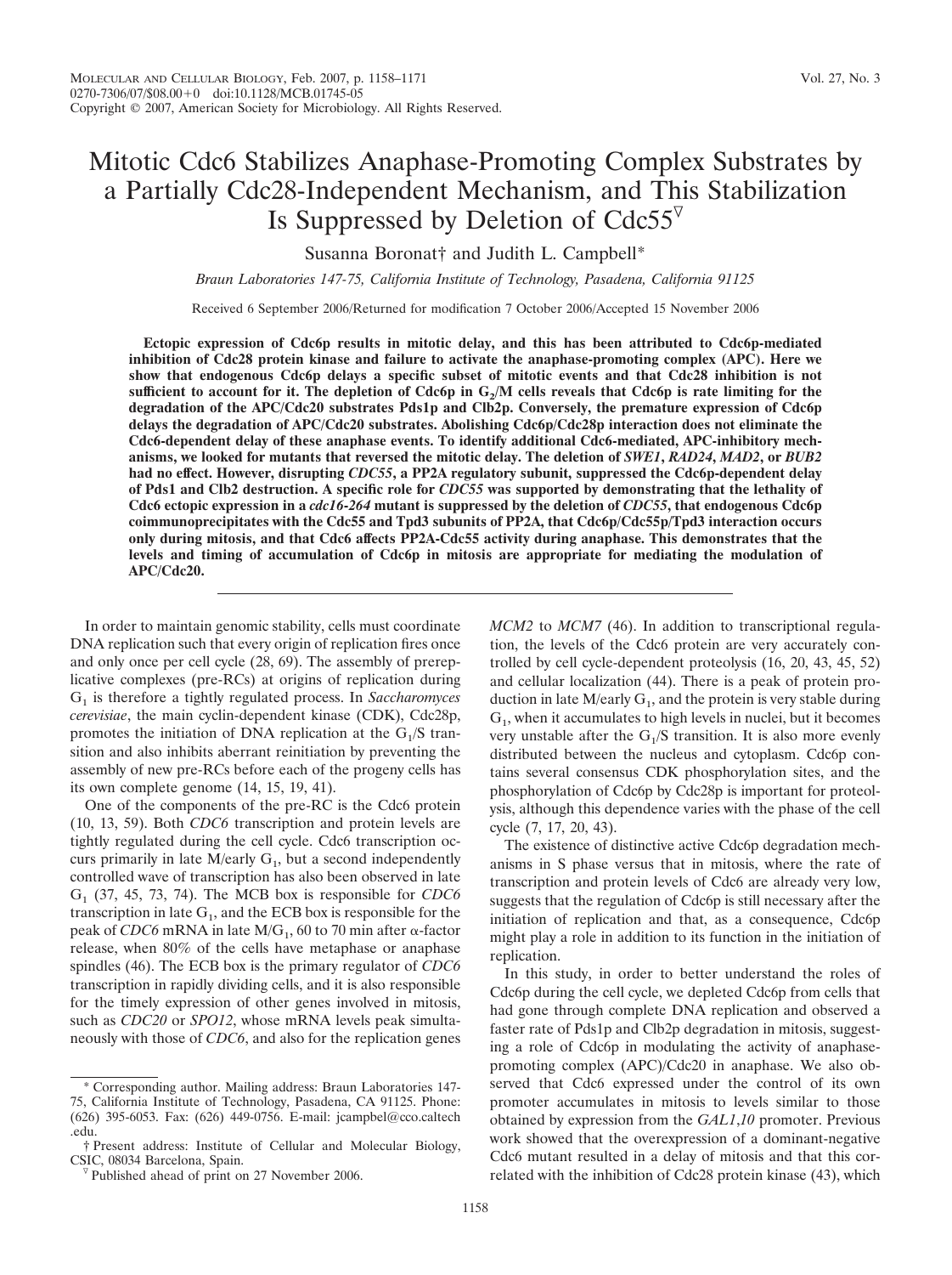# Mitotic Cdc6 Stabilizes Anaphase-Promoting Complex Substrates by a Partially Cdc28-Independent Mechanism, and This Stabilization Is Suppressed by Deletion of Cdc55[▽]

Susanna Boronat† and Judith L. Campbell*

*Braun Laboratories 147-75, California Institute of Technology, Pasadena, California 91125*

Received 6 September 2006/Returned for modification 7 October 2006/Accepted 15 November 2006

**Ectopic expression of Cdc6p results in mitotic delay, and this has been attributed to Cdc6p-mediated inhibition of Cdc28 protein kinase and failure to activate the anaphase-promoting complex (APC). Here we show that endogenous Cdc6p delays a specific subset of mitotic events and that Cdc28 inhibition is not sufficient to account for it. The depletion of Cdc6p in $G_2$/M cells reveals that Cdc6p is rate limiting for the degradation of the APC/Cdc20 substrates Pds1p and Clb2p. Conversely, the premature expression of Cdc6p delays the degradation of APC/Cdc20 substrates. Abolishing Cdc6p/Cdc28p interaction does not eliminate the Cdc6-dependent delay of these anaphase events. To identify additional Cdc6-mediated, APC-inhibitory mechanisms, we looked for mutants that reversed the mitotic delay. The deletion of *SWE1*, *RAD24*, *MAD2*, or *BUB2* had no effect. However, disrupting *CDC55*, a PP2A regulatory subunit, suppressed the Cdc6p-dependent delay of Pds1 and Clb2 destruction. A specific role for *CDC55* was supported by demonstrating that the lethality of Cdc6 ectopic expression in a *cdc16-264* mutant is suppressed by the deletion of *CDC55*, that endogenous Cdc6p coimmunoprecipitates with the Cdc55 and Tpd3 subunits of PP2A, that Cdc6p/Cdc55p/Tpd3 interaction occurs only during mitosis, and that Cdc6 affects PP2A-Cdc55 activity during anaphase. This demonstrates that the levels and timing of accumulation of Cdc6p in mitosis are appropriate for mediating the modulation of APC/Cdc20.**

In order to maintain genomic stability, cells must coordinate DNA replication such that every origin of replication fires once and only once per cell cycle (28, 69). The assembly of prereplicative complexes (pre-RCs) at origins of replication during $G_1$ is therefore a tightly regulated process. In *Saccharomyces cerevisiae*, the main cyclin-dependent kinase (CDK), Cdc28p, promotes the initiation of DNA replication at the $G_1$/S transition and also inhibits aberrant reinitiation by preventing the assembly of new pre-RCs before each of the progeny cells has its own complete genome (14, 15, 19, 41).

One of the components of the pre-RC is the Cdc6 protein (10, 13, 59). Both *CDC6* transcription and protein levels are tightly regulated during the cell cycle. Cdc6 transcription occurs primarily in late M/early $G_1$, but a second independently controlled wave of transcription has also been observed in late $G_1$ (37, 45, 73, 74). The MCB box is responsible for *CDC6* transcription in late $G_1$, and the ECB box is responsible for the peak of *CDC6* mRNA in late M/$G_1$, 60 to 70 min after α-factor release, when 80% of the cells have metaphase or anaphase spindles (46). The ECB box is the primary regulator of *CDC6* transcription in rapidly dividing cells, and it is also responsible for the timely expression of other genes involved in mitosis, such as *CDC20* or *SPO12*, whose mRNA levels peak simultaneously with those of *CDC6*, and also for the replication genes *MCM2* to *MCM7* (46). In addition to transcriptional regulation, the levels of the Cdc6 protein are very accurately controlled by cell cycle-dependent proteolysis (16, 20, 43, 45, 52) and cellular localization (44). There is a peak of protein production in late M/early $G_1$, and the protein is very stable during $G_1$, when it accumulates to high levels in nuclei, but it becomes very unstable after the $G_1$/S transition. It is also more evenly distributed between the nucleus and cytoplasm. Cdc6p contains several consensus CDK phosphorylation sites, and the phosphorylation of Cdc6p by Cdc28p is important for proteolysis, although this dependence varies with the phase of the cell cycle (7, 17, 20, 43).

The existence of distinctive active Cdc6p degradation mechanisms in S phase versus that in mitosis, where the rate of transcription and protein levels of Cdc6 are already very low, suggests that the regulation of Cdc6p is still necessary after the initiation of replication and that, as a consequence, Cdc6p might play a role in addition to its function in the initiation of replication.

In this study, in order to better understand the roles of Cdc6p during the cell cycle, we depleted Cdc6p from cells that had gone through complete DNA replication and observed a faster rate of Pds1p and Clb2p degradation in mitosis, suggesting a role of Cdc6p in modulating the activity of anaphase-promoting complex (APC)/Cdc20 in anaphase. We also observed that Cdc6 expressed under the control of its own promoter accumulates in mitosis to levels similar to those obtained by expression from the *GAL1,10* promoter. Previous work showed that the overexpression of a dominant-negative Cdc6 mutant resulted in a delay of mitosis and that this correlated with the inhibition of Cdc28 protein kinase (43), which

---

\* Corresponding author. Mailing address: Braun Laboratories 147-75, California Institute of Technology, Pasadena, CA 91125. Phone: (626) 395-6053. Fax: (626) 449-0756. E-mail: jcampbel@cco.caltech.edu.

† Present address: Institute of Cellular and Molecular Biology, CSIC, 08034 Barcelona, Spain.

▽ Published ahead of print on 27 November 2006.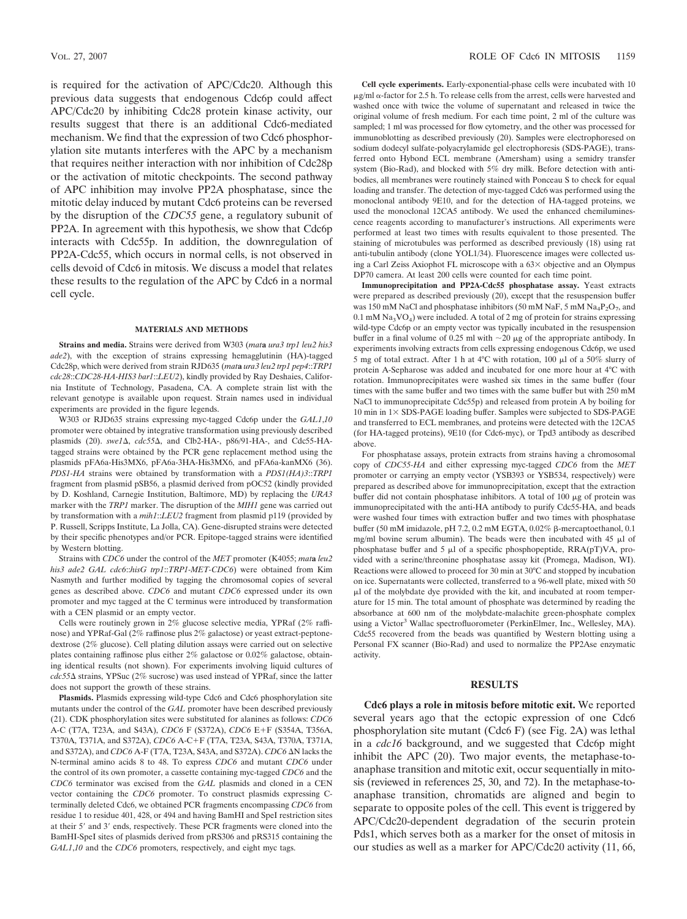is required for the activation of APC/Cdc20. Although this previous data suggests that endogenous Cdc6p could affect APC/Cdc20 by inhibiting Cdc28 protein kinase activity, our results suggest that there is an additional Cdc6-mediated mechanism. We find that the expression of two Cdc6 phosphorylation site mutants interferes with the APC by a mechanism that requires neither interaction with nor inhibition of Cdc28p or the activation of mitotic checkpoints. The second pathway of APC inhibition may involve PP2A phosphatase, since the mitotic delay induced by mutant Cdc6 proteins can be reversed by the disruption of the *CDC55* gene, a regulatory subunit of PP2A. In agreement with this hypothesis, we show that Cdc6p interacts with Cdc55p. In addition, the downregulation of PP2A-Cdc55, which occurs in normal cells, is not observed in cells devoid of Cdc6 in mitosis. We discuss a model that relates these results to the regulation of the APC by Cdc6 in a normal cell cycle.

## MATERIALS AND METHODS

**Strains and media.** Strains were derived from W303 (*mat***a** *ura3 trp1 leu2 his3 ade2*), with the exception of strains expressing hemagglutinin (HA)-tagged Cdc28p, which were derived from strain RJD635 (*mat***a** *ura3 leu2 trp1 pep4*::*TRP1 cdc28*::*CDC28-HA-HIS3 bar1*::*LEU2*), kindly provided by Ray Deshaies, California Institute of Technology, Pasadena, CA. A complete strain list with the relevant genotype is available upon request. Strain names used in individual experiments are provided in the figure legends.

W303 or RJD635 strains expressing myc-tagged Cdc6p under the *GAL1,10* promoter were obtained by integrative transformation using previously described plasmids (20). *swe1*Δ, *cdc55*Δ, and Clb2-HA-, p86/91-HA-, and Cdc55-HA-tagged strains were obtained by the PCR gene replacement method using the plasmids pFA6a-His3MX6, pFA6a-3HA-His3MX6, and pFA6a-kanMX6 (36). *PDS1-HA* strains were obtained by transformation with a *PDS1(HA)3*::*TRP1* fragment from plasmid pSB56, a plasmid derived from pOC52 (kindly provided by D. Koshland, Carnegie Institution, Baltimore, MD) by replacing the *URA3* marker with the *TRP1* marker. The disruption of the *MIH1* gene was carried out by transformation with a *mih1*::*LEU2* fragment from plasmid p119 (provided by P. Russell, Scripps Institute, La Jolla, CA). Gene-disrupted strains were detected by their specific phenotypes and/or PCR. Epitope-tagged strains were identified by Western blotting.

Strains with *CDC6* under the control of the *MET* promoter (K4055; *mat***a** *leu2 his3 ade2 GAL cdc6*::*hisG trp1*::*TRP1-MET-CDC6*) were obtained from Kim Nasmyth and further modified by tagging the chromosomal copies of several genes as described above. *CDC6* and mutant *CDC6* expressed under its own promoter and myc tagged at the C terminus were introduced by transformation with a CEN plasmid or an empty vector.

Cells were routinely grown in 2% glucose selective media, YPRaf (2% raffinose) and YPRaf-Gal (2% raffinose plus 2% galactose) or yeast extract-peptone-dextrose (2% glucose). Cell plating dilution assays were carried out on selective plates containing raffinose plus either 2% galactose or 0.02% galactose, obtaining identical results (not shown). For experiments involving liquid cultures of *cdc55*Δ strains, YPSuc (2% sucrose) was used instead of YPRaf, since the latter does not support the growth of these strains.

**Plasmids.** Plasmids expressing wild-type Cdc6 and Cdc6 phosphorylation site mutants under the control of the *GAL* promoter have been described previously (21). CDK phosphorylation sites were substituted for alanines as follows: *CDC6* A-C (T7A, T23A, and S43A), *CDC6* F (S372A), *CDC6* E+F (S354A, T356A, T370A, T371A, and S372A), *CDC6* A-C+F (T7A, T23A, S43A, T370A, T371A, and S372A), *CDC6* A-F (T7A, T23A, S43A, and S372A). *CDC6* ΔN lacks the N-terminal amino acids 8 to 48. To express *CDC6* and mutant *CDC6* under the control of its own promoter, a cassette containing myc-tagged *CDC6* and the *CDC6* terminator was excised from the *GAL* plasmids and cloned in a CEN vector containing the *CDC6* promoter. To construct plasmids expressing C-terminally deleted Cdc6, we obtained PCR fragments encompassing *CDC6* from residue 1 to residue 401, 428, or 494 and having BamHI and SpeI restriction sites at their 5′ and 3′ ends, respectively. These PCR fragments were cloned into the BamHI-SpeI sites of plasmids derived from pRS306 and pRS315 containing the *GAL1,10* and the *CDC6* promoters, respectively, and eight myc tags.

**Cell cycle experiments.** Early-exponential-phase cells were incubated with 10 μg/ml α-factor for 2.5 h. To release cells from the arrest, cells were harvested and washed once with twice the volume of supernatant and released in twice the original volume of fresh medium. For each time point, 2 ml of the culture was sampled; 1 ml was processed for flow cytometry, and the other was processed for immunoblotting as described previously (20). Samples were electrophoresed on sodium dodecyl sulfate-polyacrylamide gel electrophoresis (SDS-PAGE), transferred onto Hybond ECL membrane (Amersham) using a semidry transfer system (Bio-Rad), and blocked with 5% dry milk. Before detection with antibodies, all membranes were routinely stained with Ponceau S to check for equal loading and transfer. The detection of myc-tagged Cdc6 was performed using the monoclonal antibody 9E10, and for the detection of HA-tagged proteins, we used the monoclonal 12CA5 antibody. We used the enhanced chemiluminescence reagents according to manufacturer's instructions. All experiments were performed at least two times with results equivalent to those presented. The staining of microtubules was performed as described previously (18) using rat anti-tubulin antibody (clone YOL1/34). Fluorescence images were collected using a Carl Zeiss Axiophot FL microscope with a 63× objective and an Olympus DP70 camera. At least 200 cells were counted for each time point.

**Immunoprecipitation and PP2A-Cdc55 phosphatase assay.** Yeast extracts were prepared as described previously (20), except that the resuspension buffer was 150 mM NaCl and phosphatase inhibitors (50 mM NaF, 5 mM $Na_4P_2O_7$, and 0.1 mM $Na_3VO_4$) were included. A total of 2 mg of protein for strains expressing wild-type Cdc6p or an empty vector was typically incubated in the resuspension buffer in a final volume of 0.25 ml with ~20 μg of the appropriate antibody. In experiments involving extracts from cells expressing endogenous Cdc6p, we used 5 mg of total extract. After 1 h at 4°C with rotation, 100 μl of a 50% slurry of protein A-Sepharose was added and incubated for one more hour at 4°C with rotation. Immunoprecipitates were washed six times in the same buffer (four times with the same buffer and two times with the same buffer but with 250 mM NaCl to immunoprecipitate Cdc55p) and released from protein A by boiling for 10 min in 1× SDS-PAGE loading buffer. Samples were subjected to SDS-PAGE and transferred to ECL membranes, and proteins were detected with the 12CA5 (for HA-tagged proteins), 9E10 (for Cdc6-myc), or Tpd3 antibody as described above.

For phosphatase assays, protein extracts from strains having a chromosomal copy of *CDC55-HA* and either expressing myc-tagged *CDC6* from the *MET* promoter or carrying an empty vector (YSB393 or YSB534, respectively) were prepared as described above for immunoprecipitation, except that the extraction buffer did not contain phosphatase inhibitors. A total of 100 μg of protein was immunoprecipitated with the anti-HA antibody to purify Cdc55-HA, and beads were washed four times with extraction buffer and two times with phosphatase buffer (50 mM imidazole, pH 7.2, 0.2 mM EGTA, 0.02% β-mercaptoethanol, 0.1 mg/ml bovine serum albumin). The beads were then incubated with 45 μl of phosphatase buffer and 5 μl of a specific phosphopeptide, RRA(pT)VA, provided with a serine/threonine phosphatase assay kit (Promega, Madison, WI). Reactions were allowed to proceed for 30 min at 30°C and stopped by incubation on ice. Supernatants were collected, transferred to a 96-well plate, mixed with 50 μl of the molybdate dye provided with the kit, and incubated at room temperature for 15 min. The total amount of phosphate was determined by reading the absorbance at 600 nm of the molybdate-malachite green-phosphate complex using a Victor[3] Wallac spectrofluorometer (PerkinElmer, Inc., Wellesley, MA). Cdc55 recovered from the beads was quantified by Western blotting using a Personal FX scanner (Bio-Rad) and used to normalize the PP2Ase enzymatic activity.

## RESULTS

**Cdc6 plays a role in mitosis before mitotic exit.** We reported several years ago that the ectopic expression of one Cdc6 phosphorylation site mutant (Cdc6 F) (see Fig. 2A) was lethal in a *cdc16* background, and we suggested that Cdc6p might inhibit the APC (20). Two major events, the metaphase-to-anaphase transition and mitotic exit, occur sequentially in mitosis (reviewed in references 25, 30, and 72). In the metaphase-to-anaphase transition, chromatids are aligned and begin to separate to opposite poles of the cell. This event is triggered by APC/Cdc20-dependent degradation of the securin protein Pds1, which serves both as a marker for the onset of mitosis in our studies as well as a marker for APC/Cdc20 activity (11, 66,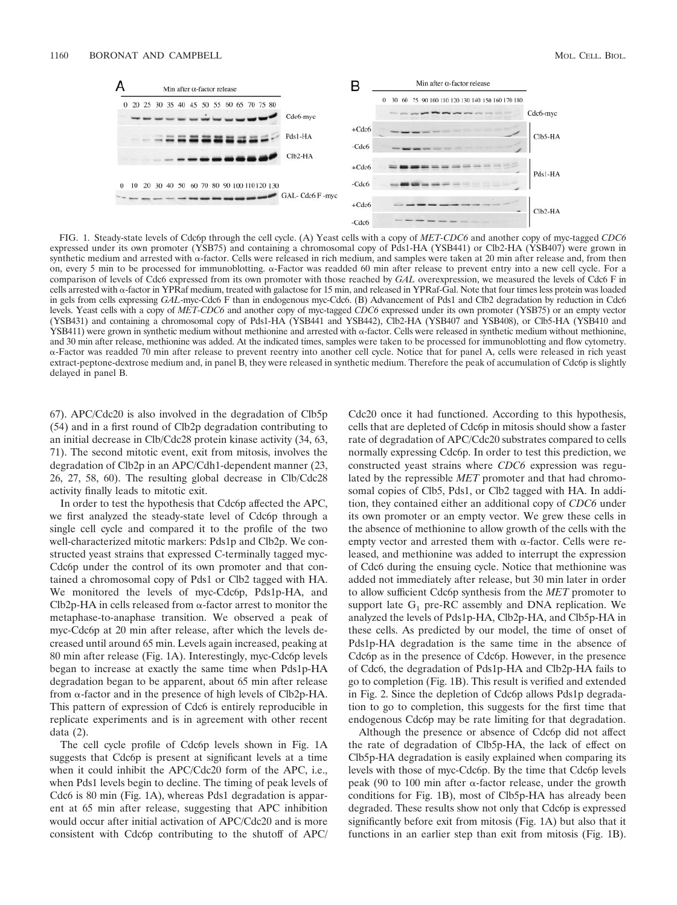FIG. 1. Steady-state levels of Cdc6p through the cell cycle. (A) Yeast cells with a copy of *MET-CDC6* and another copy of myc-tagged *CDC6* expressed under its own promoter (YSB75) and containing a chromosomal copy of Pds1-HA (YSB441) or Clb2-HA (YSB407) were grown in synthetic medium and arrested with α-factor. Cells were released in rich medium, and samples were taken at 20 min after release and, from then on, every 5 min to be processed for immunoblotting. α-Factor was readded 60 min after release to prevent entry into a new cell cycle. For a comparison of levels of Cdc6 expressed from its own promoter with those reached by *GAL* overexpression, we measured the levels of Cdc6 F in cells arrested with α-factor in YPRaf medium, treated with galactose for 15 min, and released in YPRaf-Gal. Note that four times less protein was loaded in gels from cells expressing *GAL*-myc-Cdc6 F than in endogenous myc-Cdc6. (B) Advancement of Pds1 and Clb2 degradation by reduction in Cdc6 levels. Yeast cells with a copy of *MET-CDC6* and another copy of myc-tagged *CDC6* expressed under its own promoter (YSB75) or an empty vector (YSB431) and containing a chromosomal copy of Pds1-HA (YSB441 and YSB442), Clb2-HA (YSB407 and YSB408), or Clb5-HA (YSB410 and YSB411) were grown in synthetic medium without methionine and arrested with α-factor. Cells were released in synthetic medium without methionine, and 30 min after release, methionine was added. At the indicated times, samples were taken to be processed for immunoblotting and flow cytometry. α-Factor was readded 70 min after release to prevent reentry into another cell cycle. Notice that for panel A, cells were released in rich yeast extract-peptone-dextrose medium and, in panel B, they were released in synthetic medium. Therefore the peak of accumulation of Cdc6p is slightly delayed in panel B.

67). APC/Cdc20 is also involved in the degradation of Clb5p (54) and in a first round of Clb2p degradation contributing to an initial decrease in Clb/Cdc28 protein kinase activity (34, 63, 71). The second mitotic event, exit from mitosis, involves the degradation of Clb2p in an APC/Cdh1-dependent manner (23, 26, 27, 58, 60). The resulting global decrease in Clb/Cdc28 activity finally leads to mitotic exit.

In order to test the hypothesis that Cdc6p affected the APC, we first analyzed the steady-state level of Cdc6p through a single cell cycle and compared it to the profile of the two well-characterized mitotic markers: Pds1p and Clb2p. We constructed yeast strains that expressed C-terminally tagged myc-Cdc6p under the control of its own promoter and that contained a chromosomal copy of Pds1 or Clb2 tagged with HA. We monitored the levels of myc-Cdc6p, Pds1p-HA, and Clb2p-HA in cells released from α-factor arrest to monitor the metaphase-to-anaphase transition. We observed a peak of myc-Cdc6p at 20 min after release, after which the levels decreased until around 65 min. Levels again increased, peaking at 80 min after release (Fig. 1A). Interestingly, myc-Cdc6p levels began to increase at exactly the same time when Pds1p-HA degradation began to be apparent, about 65 min after release from α-factor and in the presence of high levels of Clb2p-HA. This pattern of expression of Cdc6 is entirely reproducible in replicate experiments and is in agreement with other recent data (2).

The cell cycle profile of Cdc6p levels shown in Fig. 1A suggests that Cdc6p is present at significant levels at a time when it could inhibit the APC/Cdc20 form of the APC, i.e., when Pds1 levels begin to decline. The timing of peak levels of Cdc6 is 80 min (Fig. 1A), whereas Pds1 degradation is apparent at 65 min after release, suggesting that APC inhibition would occur after initial activation of APC/Cdc20 and is more consistent with Cdc6p contributing to the shutoff of APC/Cdc20 once it had functioned. According to this hypothesis, cells that are depleted of Cdc6p in mitosis should show a faster rate of degradation of APC/Cdc20 substrates compared to cells normally expressing Cdc6p. In order to test this prediction, we constructed yeast strains where *CDC6* expression was regulated by the repressible *MET* promoter and that had chromosomal copies of Clb5, Pds1, or Clb2 tagged with HA. In addition, they contained either an additional copy of *CDC6* under its own promoter or an empty vector. We grew these cells in the absence of methionine to allow growth of the cells with the empty vector and arrested them with α-factor. Cells were released, and methionine was added to interrupt the expression of Cdc6 during the ensuing cycle. Notice that methionine was added not immediately after release, but 30 min later in order to allow sufficient Cdc6p synthesis from the *MET* promoter to support late $G_1$ pre-RC assembly and DNA replication. We analyzed the levels of Pds1p-HA, Clb2p-HA, and Clb5p-HA in these cells. As predicted by our model, the time of onset of Pds1p-HA degradation is the same time in the absence of Cdc6p as in the presence of Cdc6p. However, in the presence of Cdc6, the degradation of Pds1p-HA and Clb2p-HA fails to go to completion (Fig. 1B). This result is verified and extended in Fig. 2. Since the depletion of Cdc6p allows Pds1p degradation to go to completion, this suggests for the first time that endogenous Cdc6p may be rate limiting for that degradation.

Although the presence or absence of Cdc6p did not affect the rate of degradation of Clb5p-HA, the lack of effect on Clb5p-HA degradation is easily explained when comparing its levels with those of myc-Cdc6p. By the time that Cdc6p levels peak (90 to 100 min after α-factor release, under the growth conditions for Fig. 1B), most of Clb5p-HA has already been degraded. These results show not only that Cdc6p is expressed significantly before exit from mitosis (Fig. 1A) but also that it functions in an earlier step than exit from mitosis (Fig. 1B).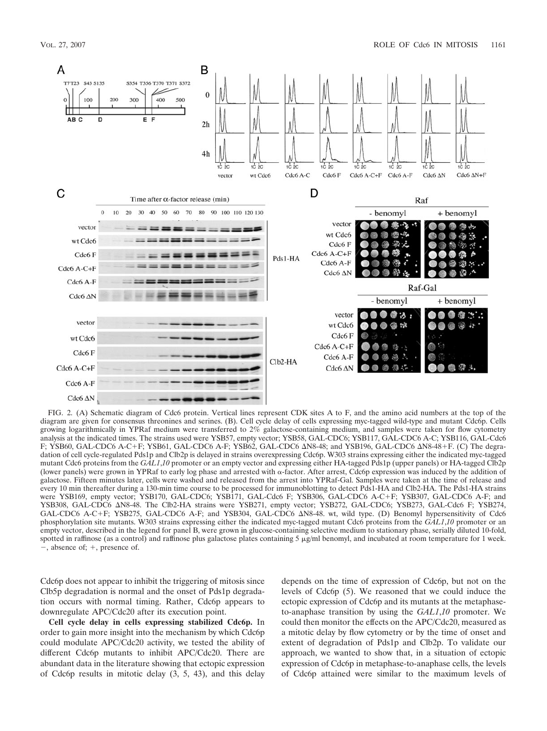FIG. 2. (A) Schematic diagram of Cdc6 protein. Vertical lines represent CDK sites A to F, and the amino acid numbers at the top of the diagram are given for consensus threonines and serines. (B). Cell cycle delay of cells expressing myc-tagged wild-type and mutant Cdc6p. Cells growing logarithmically in YPRaf medium were transferred to 2% galactose-containing medium, and samples were taken for flow cytometry analysis at the indicated times. The strains used were YSB57, empty vector; YSB58, GAL-CDC6; YSB117, GAL-CDC6 A-C; YSB116, GAL-Cdc6 F; YSB60, GAL-CDC6 A-C+F; YSB61, GAL-CDC6 A-F; YSB62, GAL-CDC6 ΔN8-48; and YSB196, GAL-CDC6 ΔN8-48+F. (C) The degradation of cell cycle-regulated Pds1p and Clb2p is delayed in strains overexpressing Cdc6p. W303 strains expressing either the indicated myc-tagged mutant Cdc6 proteins from the *GAL1,10* promoter or an empty vector and expressing either HA-tagged Pds1p (upper panels) or HA-tagged Clb2p (lower panels) were grown in YPRaf to early log phase and arrested with α-factor. After arrest, Cdc6p expression was induced by the addition of galactose. Fifteen minutes later, cells were washed and released from the arrest into YPRaf-Gal. Samples were taken at the time of release and every 10 min thereafter during a 130-min time course to be processed for immunoblotting to detect Pds1-HA and Clb2-HA. The Pds1-HA strains were YSB169, empty vector; YSB170, GAL-CDC6; YSB171, GAL-Cdc6 F; YSB306, GAL-CDC6 A-C+F; YSB307, GAL-CDC6 A-F; and YSB308, GAL-CDC6 ΔN8-48. The Clb2-HA strains were YSB271, empty vector; YSB272, GAL-CDC6; YSB273, GAL-Cdc6 F; YSB274, GAL-CDC6 A-C+F; YSB275, GAL-CDC6 A-F; and YSB304, GAL-CDC6 ΔN8-48. wt, wild type. (D) Benomyl hypersensitivity of Cdc6 phosphorylation site mutants. W303 strains expressing either the indicated myc-tagged mutant Cdc6 proteins from the *GAL1,10* promoter or an empty vector, described in the legend for panel B, were grown in glucose-containing selective medium to stationary phase, serially diluted 10-fold, spotted in raffinose (as a control) and raffinose plus galactose plates containing 5 μg/ml benomyl, and incubated at room temperature for 1 week. −, absence of; +, presence of.

Cdc6p does not appear to inhibit the triggering of mitosis since Clb5p degradation is normal and the onset of Pds1p degradation occurs with normal timing. Rather, Cdc6p appears to downregulate APC/Cdc20 after its execution point.

**Cell cycle delay in cells expressing stabilized Cdc6p.** In order to gain more insight into the mechanism by which Cdc6p could modulate APC/Cdc20 activity, we tested the ability of different Cdc6p mutants to inhibit APC/Cdc20. There are abundant data in the literature showing that ectopic expression of Cdc6p results in mitotic delay (3, 5, 43), and this delay depends on the time of expression of Cdc6p, but not on the levels of Cdc6p (5). We reasoned that we could induce the ectopic expression of Cdc6p and its mutants at the metaphase-to-anaphase transition by using the *GAL1,10* promoter. We could then monitor the effects on the APC/Cdc20, measured as a mitotic delay by flow cytometry or by the time of onset and extent of degradation of Pds1p and Clb2p. To validate our approach, we wanted to show that, in a situation of ectopic expression of Cdc6p in metaphase-to-anaphase cells, the levels of Cdc6p attained were similar to the maximum levels of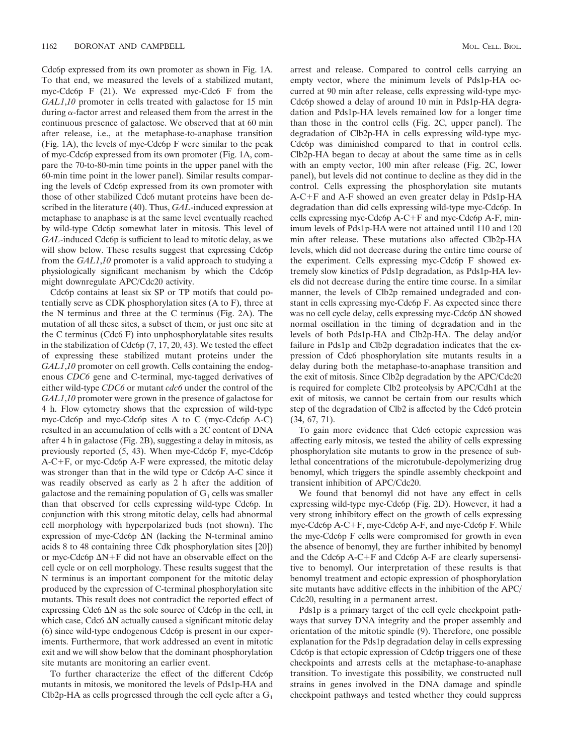Cdc6p expressed from its own promoter as shown in Fig. 1A. To that end, we measured the levels of a stabilized mutant, myc-Cdc6p F (21). We expressed myc-Cdc6 F from the *GAL1,10* promoter in cells treated with galactose for 15 min during α-factor arrest and released them from the arrest in the continuous presence of galactose. We observed that at 60 min after release, i.e., at the metaphase-to-anaphase transition (Fig. 1A), the levels of myc-Cdc6p F were similar to the peak of myc-Cdc6p expressed from its own promoter (Fig. 1A, compare the 70-to-80-min time points in the upper panel with the 60-min time point in the lower panel). Similar results comparing the levels of Cdc6p expressed from its own promoter with those of other stabilized Cdc6 mutant proteins have been described in the literature (40). Thus, *GAL*-induced expression at metaphase to anaphase is at the same level eventually reached by wild-type Cdc6p somewhat later in mitosis. This level of *GAL*-induced Cdc6p is sufficient to lead to mitotic delay, as we will show below. These results suggest that expressing Cdc6p from the *GAL1,10* promoter is a valid approach to studying a physiologically significant mechanism by which the Cdc6p might downregulate APC/Cdc20 activity.

Cdc6p contains at least six SP or TP motifs that could potentially serve as CDK phosphorylation sites (A to F), three at the N terminus and three at the C terminus (Fig. 2A). The mutation of all these sites, a subset of them, or just one site at the C terminus (Cdc6 F) into unphosphorylatable sites results in the stabilization of Cdc6p (7, 17, 20, 43). We tested the effect of expressing these stabilized mutant proteins under the *GAL1,10* promoter on cell growth. Cells containing the endogenous *CDC6* gene and C-terminal, myc-tagged derivatives of either wild-type *CDC6* or mutant *cdc6* under the control of the *GAL1,10* promoter were grown in the presence of galactose for 4 h. Flow cytometry shows that the expression of wild-type myc-Cdc6p and myc-Cdc6p sites A to C (myc-Cdc6p A-C) resulted in an accumulation of cells with a 2C content of DNA after 4 h in galactose (Fig. 2B), suggesting a delay in mitosis, as previously reported (5, 43). When myc-Cdc6p F, myc-Cdc6p A-C+F, or myc-Cdc6p A-F were expressed, the mitotic delay was stronger than that in the wild type or Cdc6p A-C since it was readily observed as early as 2 h after the addition of galactose and the remaining population of $G_1$ cells was smaller than that observed for cells expressing wild-type Cdc6p. In conjunction with this strong mitotic delay, cells had abnormal cell morphology with hyperpolarized buds (not shown). The expression of myc-Cdc6p ΔN (lacking the N-terminal amino acids 8 to 48 containing three Cdk phosphorylation sites [20]) or myc-Cdc6p ΔN+F did not have an observable effect on the cell cycle or on cell morphology. These results suggest that the N terminus is an important component for the mitotic delay produced by the expression of C-terminal phosphorylation site mutants. This result does not contradict the reported effect of expressing Cdc6 ΔN as the sole source of Cdc6p in the cell, in which case, Cdc6 ΔN actually caused a significant mitotic delay (6) since wild-type endogenous Cdc6p is present in our experiments. Furthermore, that work addressed an event in mitotic exit and we will show below that the dominant phosphorylation site mutants are monitoring an earlier event.

To further characterize the effect of the different Cdc6p mutants in mitosis, we monitored the levels of Pds1p-HA and Clb2p-HA as cells progressed through the cell cycle after a $G_1$ arrest and release. Compared to control cells carrying an empty vector, where the minimum levels of Pds1p-HA occurred at 90 min after release, cells expressing wild-type myc-Cdc6p showed a delay of around 10 min in Pds1p-HA degradation and Pds1p-HA levels remained low for a longer time than those in the control cells (Fig. 2C, upper panel). The degradation of Clb2p-HA in cells expressing wild-type myc-Cdc6p was diminished compared to that in control cells. Clb2p-HA began to decay at about the same time as in cells with an empty vector, 100 min after release (Fig. 2C, lower panel), but levels did not continue to decline as they did in the control. Cells expressing the phosphorylation site mutants A-C+F and A-F showed an even greater delay in Pds1p-HA degradation than did cells expressing wild-type myc-Cdc6p. In cells expressing myc-Cdc6p A-C+F and myc-Cdc6p A-F, minimum levels of Pds1p-HA were not attained until 110 and 120 min after release. These mutations also affected Clb2p-HA levels, which did not decrease during the entire time course of the experiment. Cells expressing myc-Cdc6p F showed extremely slow kinetics of Pds1p degradation, as Pds1p-HA levels did not decrease during the entire time course. In a similar manner, the levels of Clb2p remained undegraded and constant in cells expressing myc-Cdc6p F. As expected since there was no cell cycle delay, cells expressing myc-Cdc6p ΔN showed normal oscillation in the timing of degradation and in the levels of both Pds1p-HA and Clb2p-HA. The delay and/or failure in Pds1p and Clb2p degradation indicates that the expression of Cdc6 phosphorylation site mutants results in a delay during both the metaphase-to-anaphase transition and the exit of mitosis. Since Clb2p degradation by the APC/Cdc20 is required for complete Clb2 proteolysis by APC/Cdh1 at the exit of mitosis, we cannot be certain from our results which step of the degradation of Clb2 is affected by the Cdc6 protein (34, 67, 71).

To gain more evidence that Cdc6 ectopic expression was affecting early mitosis, we tested the ability of cells expressing phosphorylation site mutants to grow in the presence of sublethal concentrations of the microtubule-depolymerizing drug benomyl, which triggers the spindle assembly checkpoint and transient inhibition of APC/Cdc20.

We found that benomyl did not have any effect in cells expressing wild-type myc-Cdc6p (Fig. 2D). However, it had a very strong inhibitory effect on the growth of cells expressing myc-Cdc6p A-C+F, myc-Cdc6p A-F, and myc-Cdc6p F. While the myc-Cdc6p F cells were compromised for growth in even the absence of benomyl, they are further inhibited by benomyl and the Cdc6p A-C+F and Cdc6p A-F are clearly supersensitive to benomyl. Our interpretation of these results is that benomyl treatment and ectopic expression of phosphorylation site mutants have additive effects in the inhibition of the APC/Cdc20, resulting in a permanent arrest.

Pds1p is a primary target of the cell cycle checkpoint pathways that survey DNA integrity and the proper assembly and orientation of the mitotic spindle (9). Therefore, one possible explanation for the Pds1p degradation delay in cells expressing Cdc6p is that ectopic expression of Cdc6p triggers one of these checkpoints and arrests cells at the metaphase-to-anaphase transition. To investigate this possibility, we constructed null strains in genes involved in the DNA damage and spindle checkpoint pathways and tested whether they could suppress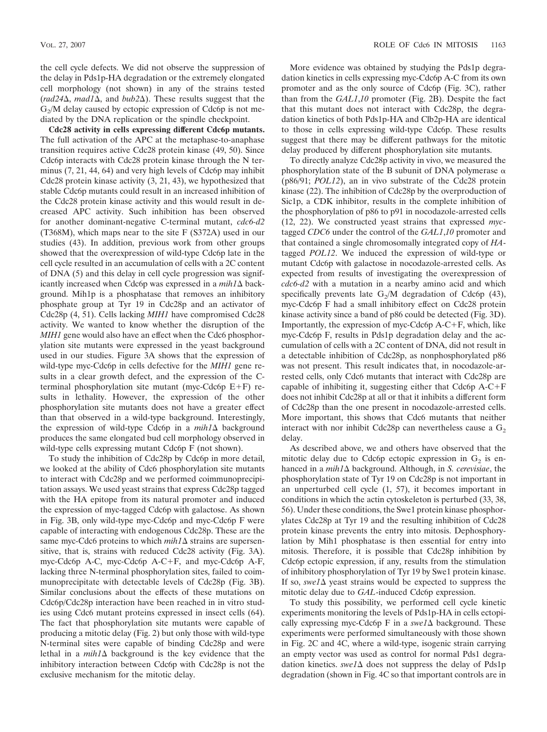the cell cycle defects. We did not observe the suppression of the delay in Pds1p-HA degradation or the extremely elongated cell morphology (not shown) in any of the strains tested (*rad24*Δ, *mad1*Δ, and *bub2*Δ). These results suggest that the $G_2$/M delay caused by ectopic expression of Cdc6p is not mediated by the DNA replication or the spindle checkpoint.

**Cdc28 activity in cells expressing different Cdc6p mutants.** The full activation of the APC at the metaphase-to-anaphase transition requires active Cdc28 protein kinase (49, 50). Since Cdc6p interacts with Cdc28 protein kinase through the N terminus (7, 21, 44, 64) and very high levels of Cdc6p may inhibit Cdc28 protein kinase activity (3, 21, 43), we hypothesized that stable Cdc6p mutants could result in an increased inhibition of the Cdc28 protein kinase activity and this would result in decreased APC activity. Such inhibition has been observed for another dominant-negative C-terminal mutant, *cdc6-d2* (T368M), which maps near to the site F (S372A) used in our studies (43). In addition, previous work from other groups showed that the overexpression of wild-type Cdc6p late in the cell cycle resulted in an accumulation of cells with a 2C content of DNA (5) and this delay in cell cycle progression was significantly increased when Cdc6p was expressed in a *mih1*Δ background. Mih1p is a phosphatase that removes an inhibitory phosphate group at Tyr 19 in Cdc28p and an activator of Cdc28p (4, 51). Cells lacking *MIH1* have compromised Cdc28 activity. We wanted to know whether the disruption of the *MIH1* gene would also have an effect when the Cdc6 phosphorylation site mutants were expressed in the yeast background used in our studies. Figure 3A shows that the expression of wild-type myc-Cdc6p in cells defective for the *MIH1* gene results in a clear growth defect, and the expression of the C-terminal phosphorylation site mutant (myc-Cdc6p E+F) results in lethality. However, the expression of the other phosphorylation site mutants does not have a greater effect than that observed in a wild-type background. Interestingly, the expression of wild-type Cdc6p in a *mih1*Δ background produces the same elongated bud cell morphology observed in wild-type cells expressing mutant Cdc6p F (not shown).

To study the inhibition of Cdc28p by Cdc6p in more detail, we looked at the ability of Cdc6 phosphorylation site mutants to interact with Cdc28p and we performed coimmunoprecipitation assays. We used yeast strains that express Cdc28p tagged with the HA epitope from its natural promoter and induced the expression of myc-tagged Cdc6p with galactose. As shown in Fig. 3B, only wild-type myc-Cdc6p and myc-Cdc6p F were capable of interacting with endogenous Cdc28p. These are the same myc-Cdc6 proteins to which *mih1*Δ strains are supersensitive, that is, strains with reduced Cdc28 activity (Fig. 3A). myc-Cdc6p A-C, myc-Cdc6p A-C+F, and myc-Cdc6p A-F, lacking three N-terminal phosphorylation sites, failed to coimmunoprecipitate with detectable levels of Cdc28p (Fig. 3B). Similar conclusions about the effects of these mutations on Cdc6p/Cdc28p interaction have been reached in in vitro studies using Cdc6 mutant proteins expressed in insect cells (64). The fact that phosphorylation site mutants were capable of producing a mitotic delay (Fig. 2) but only those with wild-type N-terminal sites were capable of binding Cdc28p and were lethal in a *mih1*Δ background is the key evidence that the inhibitory interaction between Cdc6p with Cdc28p is not the exclusive mechanism for the mitotic delay.

More evidence was obtained by studying the Pds1p degradation kinetics in cells expressing myc-Cdc6p A-C from its own promoter and as the only source of Cdc6p (Fig. 3C), rather than from the *GAL1,10* promoter (Fig. 2B). Despite the fact that this mutant does not interact with Cdc28p, the degradation kinetics of both Pds1p-HA and Clb2p-HA are identical to those in cells expressing wild-type Cdc6p. These results suggest that there may be different pathways for the mitotic delay produced by different phosphorylation site mutants.

To directly analyze Cdc28p activity in vivo, we measured the phosphorylation state of the B subunit of DNA polymerase α (p86/91; *POL12*), an in vivo substrate of the Cdc28 protein kinase (22). The inhibition of Cdc28p by the overproduction of Sic1p, a CDK inhibitor, results in the complete inhibition of the phosphorylation of p86 to p91 in nocodazole-arrested cells (12, 22). We constructed yeast strains that expressed *myc*-tagged *CDC6* under the control of the *GAL1,10* promoter and that contained a single chromosomally integrated copy of *HA*-tagged *POL12*. We induced the expression of wild-type or mutant Cdc6p with galactose in nocodazole-arrested cells. As expected from results of investigating the overexpression of *cdc6-d2* with a mutation in a nearby amino acid and which specifically prevents late $G_2$/M degradation of Cdc6p (43), myc-Cdc6p F had a small inhibitory effect on Cdc28 protein kinase activity since a band of p86 could be detected (Fig. 3D). Importantly, the expression of myc-Cdc6p A-C+F, which, like myc-Cdc6p F, results in Pds1p degradation delay and the accumulation of cells with a 2C content of DNA, did not result in a detectable inhibition of Cdc28p, as nonphosphorylated p86 was not present. This result indicates that, in nocodazole-arrested cells, only Cdc6 mutants that interact with Cdc28p are capable of inhibiting it, suggesting either that Cdc6p A-C+F does not inhibit Cdc28p at all or that it inhibits a different form of Cdc28p than the one present in nocodazole-arrested cells. More important, this shows that Cdc6 mutants that neither interact with nor inhibit Cdc28p can nevertheless cause a $G_2$ delay.

As described above, we and others have observed that the mitotic delay due to Cdc6p ectopic expression in $G_2$ is enhanced in a *mih1*Δ background. Although, in *S. cerevisiae*, the phosphorylation state of Tyr 19 on Cdc28p is not important in an unperturbed cell cycle (1, 57), it becomes important in conditions in which the actin cytoskeleton is perturbed (33, 38, 56). Under these conditions, the Swe1 protein kinase phosphorylates Cdc28p at Tyr 19 and the resulting inhibition of Cdc28 protein kinase prevents the entry into mitosis. Dephosphorylation by Mih1 phosphatase is then essential for entry into mitosis. Therefore, it is possible that Cdc28p inhibition by Cdc6p ectopic expression, if any, results from the stimulation of inhibitory phosphorylation of Tyr 19 by Swe1 protein kinase. If so, *swe1*Δ yeast strains would be expected to suppress the mitotic delay due to *GAL*-induced Cdc6p expression.

To study this possibility, we performed cell cycle kinetic experiments monitoring the levels of Pds1p-HA in cells ectopically expressing myc-Cdc6p F in a *swe1*Δ background. These experiments were performed simultaneously with those shown in Fig. 2C and 4C, where a wild-type, isogenic strain carrying an empty vector was used as control for normal Pds1 degradation kinetics. *swe1*Δ does not suppress the delay of Pds1p degradation (shown in Fig. 4C so that important controls are in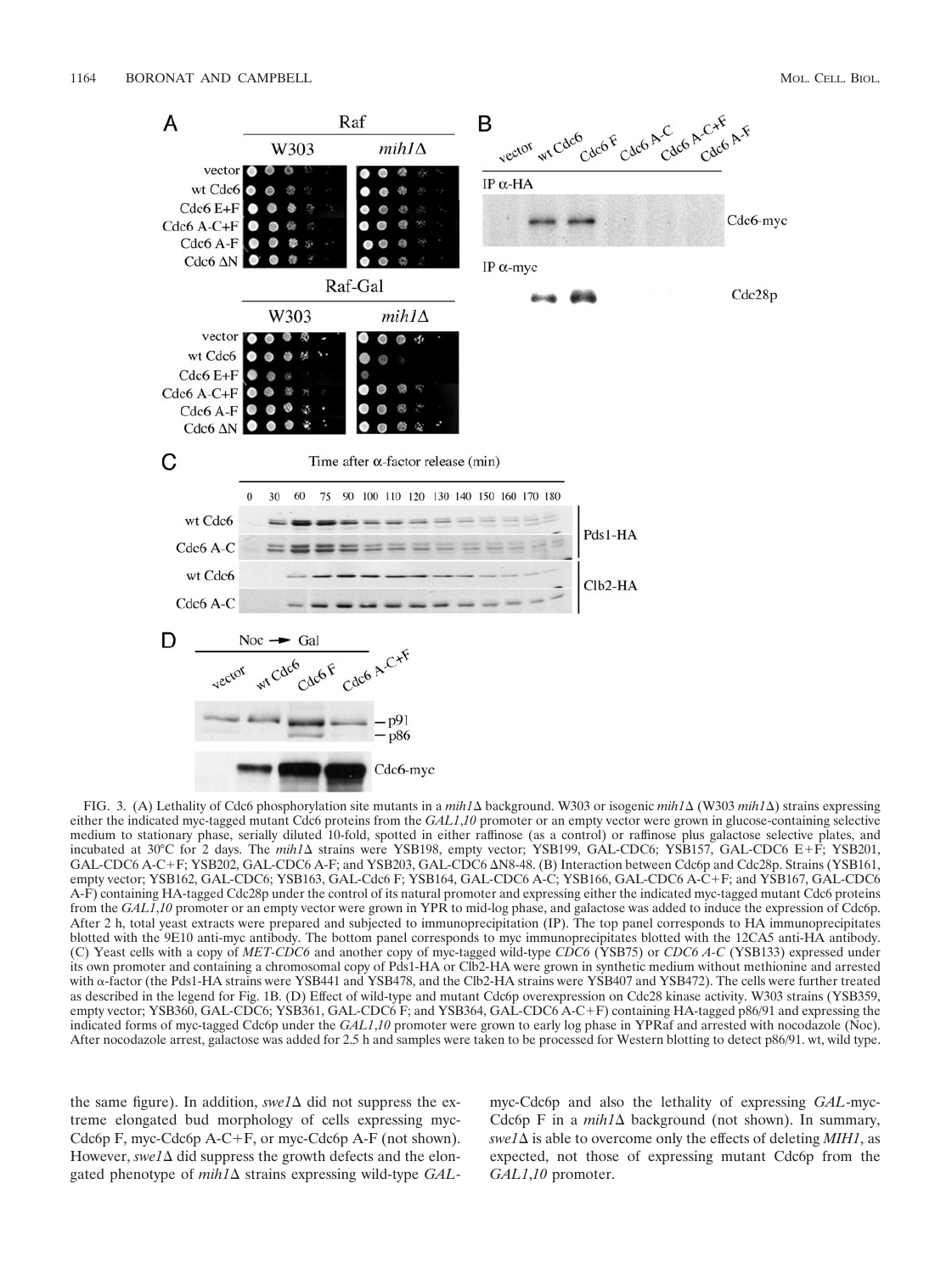FIG. 3. (A) Lethality of Cdc6 phosphorylation site mutants in a *mih1Δ* background. W303 or isogenic *mih1Δ* (W303 *mih1Δ*) strains expressing either the indicated myc-tagged mutant Cdc6 proteins from the *GAL1,10* promoter or an empty vector were grown in glucose-containing selective medium to stationary phase, serially diluted 10-fold, spotted in either raffinose (as a control) or raffinose plus galactose selective plates, and incubated at 30°C for 2 days. The *mih1Δ* strains were YSB198, empty vector; YSB199, GAL-CDC6; YSB157, GAL-CDC6 E+F; YSB201, GAL-CDC6 A-C+F; YSB202, GAL-CDC6 A-F; and YSB203, GAL-CDC6 ΔN8-48. (B) Interaction between Cdc6p and Cdc28p. Strains (YSB161, empty vector; YSB162, GAL-CDC6; YSB163, GAL-Cdc6 F; YSB164, GAL-CDC6 A-C; YSB166, GAL-CDC6 A-C+F; and YSB167, GAL-CDC6 A-F) containing HA-tagged Cdc28p under the control of its natural promoter and expressing either the indicated myc-tagged mutant Cdc6 proteins from the *GAL1,10* promoter or an empty vector were grown in YPR to mid-log phase, and galactose was added to induce the expression of Cdc6p. After 2 h, total yeast extracts were prepared and subjected to immunoprecipitation (IP). The top panel corresponds to HA immunoprecipitates blotted with the 9E10 anti-myc antibody. The bottom panel corresponds to myc immunoprecipitates blotted with the 12CA5 anti-HA antibody. (C) Yeast cells with a copy of *MET-CDC6* and another copy of myc-tagged wild-type *CDC6* (YSB75) or *CDC6 A-C* (YSB133) expressed under its own promoter and containing a chromosomal copy of Pds1-HA or Clb2-HA were grown in synthetic medium without methionine and arrested with α-factor (the Pds1-HA strains were YSB441 and YSB478, and the Clb2-HA strains were YSB407 and YSB472). The cells were further treated as described in the legend for Fig. 1B. (D) Effect of wild-type and mutant Cdc6p overexpression on Cdc28 kinase activity. W303 strains (YSB359, empty vector; YSB360, GAL-CDC6; YSB361, GAL-CDC6 F; and YSB364, GAL-CDC6 A-C+F) containing HA-tagged p86/91 and expressing the indicated forms of myc-tagged Cdc6p under the *GAL1,10* promoter were grown to early log phase in YPRaf and arrested with nocodazole (Noc). After nocodazole arrest, galactose was added for 2.5 h and samples were taken to be processed for Western blotting to detect p86/91. wt, wild type.

the same figure). In addition, *swe1Δ* did not suppress the extreme elongated bud morphology of cells expressing myc-Cdc6p F, myc-Cdc6p A-C+F, or myc-Cdc6p A-F (not shown). However, *swe1Δ* did suppress the growth defects and the elongated phenotype of *mih1Δ* strains expressing wild-type *GAL*-myc-Cdc6p and also the lethality of expressing *GAL*-myc-Cdc6p F in a *mih1Δ* background (not shown). In summary, *swe1Δ* is able to overcome only the effects of deleting *MIH1*, as expected, not those of expressing mutant Cdc6p from the *GAL1,10* promoter.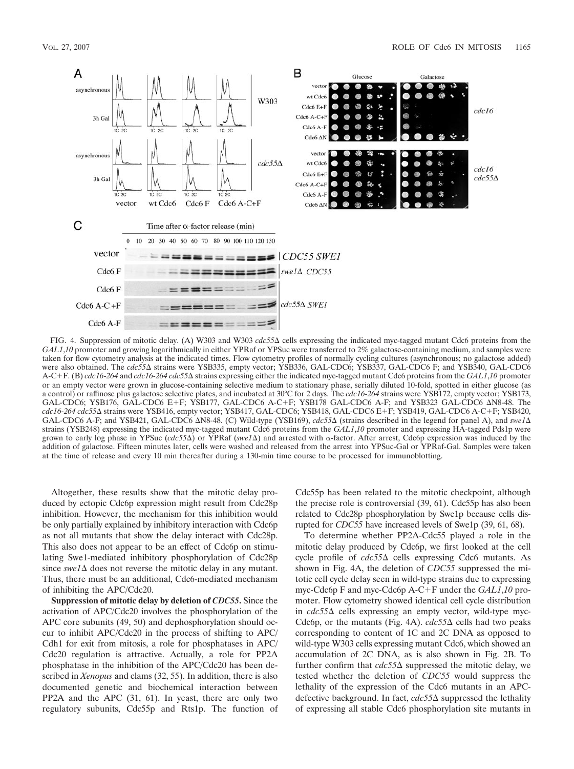FIG. 4. Suppression of mitotic delay. (A) W303 and W303 *cdc55*Δ cells expressing the indicated myc-tagged mutant Cdc6 proteins from the *GAL1,10* promoter and growing logarithmically in either YPRaf or YPSuc were transferred to 2% galactose-containing medium, and samples were taken for flow cytometry analysis at the indicated times. Flow cytometry profiles of normally cycling cultures (asynchronous; no galactose added) were also obtained. The *cdc55*Δ strains were YSB335, empty vector; YSB336, GAL-CDC6; YSB337, GAL-CDC6 F; and YSB340, GAL-CDC6 A-C+F. (B) *cdc16-264* and *cdc16-264 cdc55*Δ strains expressing either the indicated myc-tagged mutant Cdc6 proteins from the *GAL1,10* promoter or an empty vector were grown in glucose-containing selective medium to stationary phase, serially diluted 10-fold, spotted in either glucose (as a control) or raffinose plus galactose selective plates, and incubated at 30°C for 2 days. The *cdc16-264* strains were YSB172, empty vector; YSB173, GAL-CDC6; YSB176, GAL-CDC6 E+F; YSB177, GAL-CDC6 A-C+F; YSB178 GAL-CDC6 A-F; and YSB323 GAL-CDC6 ΔN8-48. The *cdc16-264 cdc55*Δ strains were YSB416, empty vector; YSB417, GAL-CDC6; YSB418, GAL-CDC6 E+F; YSB419, GAL-CDC6 A-C+F; YSB420, GAL-CDC6 A-F; and YSB421, GAL-CDC6 ΔN8-48. (C) Wild-type (YSB169), *cdc55*Δ (strains described in the legend for panel A), and *swe1*Δ strains (YSB248) expressing the indicated myc-tagged mutant Cdc6 proteins from the *GAL1,10* promoter and expressing HA-tagged Pds1p were grown to early log phase in YPSuc (*cdc55*Δ) or YPRaf (*swe1*Δ) and arrested with α-factor. After arrest, Cdc6p expression was induced by the addition of galactose. Fifteen minutes later, cells were washed and released from the arrest into YPSuc-Gal or YPRaf-Gal. Samples were taken at the time of release and every 10 min thereafter during a 130-min time course to be processed for immunoblotting.

Altogether, these results show that the mitotic delay produced by ectopic Cdc6p expression might result from Cdc28p inhibition. However, the mechanism for this inhibition would be only partially explained by inhibitory interaction with Cdc6p as not all mutants that show the delay interact with Cdc28p. This also does not appear to be an effect of Cdc6p on stimulating Swe1-mediated inhibitory phosphorylation of Cdc28p since *swe1*Δ does not reverse the mitotic delay in any mutant. Thus, there must be an additional, Cdc6-mediated mechanism of inhibiting the APC/Cdc20.

**Suppression of mitotic delay by deletion of *CDC55*.** Since the activation of APC/Cdc20 involves the phosphorylation of the APC core subunits (49, 50) and dephosphorylation should occur to inhibit APC/Cdc20 in the process of shifting to APC/Cdh1 for exit from mitosis, a role for phosphatases in APC/Cdc20 regulation is attractive. Actually, a role for PP2A phosphatase in the inhibition of the APC/Cdc20 has been described in *Xenopus* and clams (32, 55). In addition, there is also documented genetic and biochemical interaction between PP2A and the APC (31, 61). In yeast, there are only two regulatory subunits, Cdc55p and Rts1p. The function of Cdc55p has been related to the mitotic checkpoint, although the precise role is controversial (39, 61). Cdc55p has also been related to Cdc28p phosphorylation by Swe1p because cells disrupted for *CDC55* have increased levels of Swe1p (39, 61, 68).

To determine whether PP2A-Cdc55 played a role in the mitotic delay produced by Cdc6p, we first looked at the cell cycle profile of *cdc55*Δ cells expressing Cdc6 mutants. As shown in Fig. 4A, the deletion of *CDC55* suppressed the mitotic cell cycle delay seen in wild-type strains due to expressing myc-Cdc6p F and myc-Cdc6p A-C+F under the *GAL1,10* promoter. Flow cytometry showed identical cell cycle distribution in *cdc55*Δ cells expressing an empty vector, wild-type myc-Cdc6p, or the mutants (Fig. 4A). *cdc55*Δ cells had two peaks corresponding to content of 1C and 2C DNA as opposed to wild-type W303 cells expressing mutant Cdc6, which showed an accumulation of 2C DNA, as is also shown in Fig. 2B. To further confirm that *cdc55*Δ suppressed the mitotic delay, we tested whether the deletion of *CDC55* would suppress the lethality of the expression of the Cdc6 mutants in an APC-defective background. In fact, *cdc55*Δ suppressed the lethality of expressing all stable Cdc6 phosphorylation site mutants in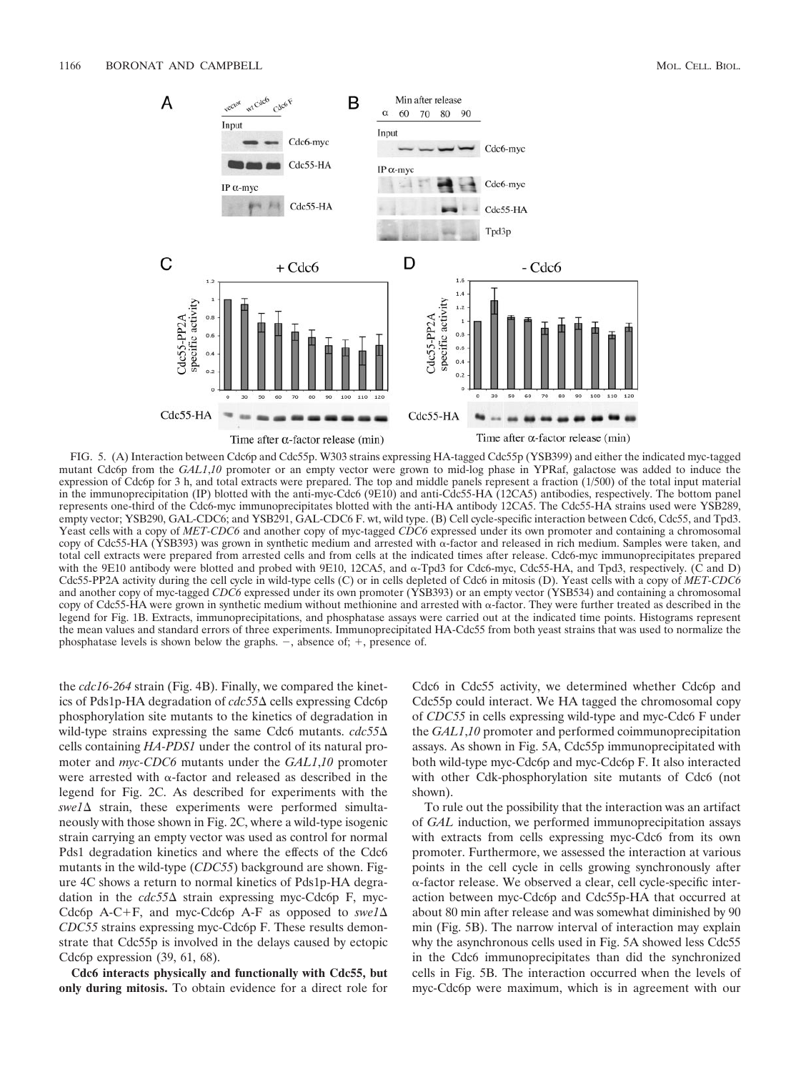FIG. 5. (A) Interaction between Cdc6p and Cdc55p. W303 strains expressing HA-tagged Cdc55p (YSB399) and either the indicated myc-tagged mutant Cdc6p from the *GAL1,10* promoter or an empty vector were grown to mid-log phase in YPRaf, galactose was added to induce the expression of Cdc6p for 3 h, and total extracts were prepared. The top and middle panels represent a fraction (1/500) of the total input material in the immunoprecipitation (IP) blotted with the anti-myc-Cdc6 (9E10) and anti-Cdc55-HA (12CA5) antibodies, respectively. The bottom panel represents one-third of the Cdc6-myc immunoprecipitates blotted with the anti-HA antibody 12CA5. The Cdc55-HA strains used were YSB289, empty vector; YSB290, GAL-CDC6; and YSB291, GAL-CDC6 F. wt, wild type. (B) Cell cycle-specific interaction between Cdc6, Cdc55, and Tpd3. Yeast cells with a copy of *MET-CDC6* and another copy of myc-tagged *CDC6* expressed under its own promoter and containing a chromosomal copy of Cdc55-HA (YSB393) was grown in synthetic medium and arrested with α-factor and released in rich medium. Samples were taken, and total cell extracts were prepared from arrested cells and from cells at the indicated times after release. Cdc6-myc immunoprecipitates prepared with the 9E10 antibody were blotted and probed with 9E10, 12CA5, and α-Tpd3 for Cdc6-myc, Cdc55-HA, and Tpd3, respectively. (C and D) Cdc55-PP2A activity during the cell cycle in wild-type cells (C) or in cells depleted of Cdc6 in mitosis (D). Yeast cells with a copy of *MET-CDC6* and another copy of myc-tagged *CDC6* expressed under its own promoter (YSB393) or an empty vector (YSB534) and containing a chromosomal copy of Cdc55-HA were grown in synthetic medium without methionine and arrested with α-factor. They were further treated as described in the legend for Fig. 1B. Extracts, immunoprecipitations, and phosphatase assays were carried out at the indicated time points. Histograms represent the mean values and standard errors of three experiments. Immunoprecipitated HA-Cdc55 from both yeast strains that was used to normalize the phosphatase levels is shown below the graphs. −, absence of; +, presence of.

the *cdc16-264* strain (Fig. 4B). Finally, we compared the kinetics of Pds1p-HA degradation of *cdc55*Δ cells expressing Cdc6p phosphorylation site mutants to the kinetics of degradation in wild-type strains expressing the same Cdc6 mutants. *cdc55*Δ cells containing *HA-PDS1* under the control of its natural promoter and *myc-CDC6* mutants under the *GAL1,10* promoter were arrested with α-factor and released as described in the legend for Fig. 2C. As described for experiments with the *swe1*Δ strain, these experiments were performed simultaneously with those shown in Fig. 2C, where a wild-type isogenic strain carrying an empty vector was used as control for normal Pds1 degradation kinetics and where the effects of the Cdc6 mutants in the wild-type (*CDC55*) background are shown. Figure 4C shows a return to normal kinetics of Pds1p-HA degradation in the *cdc55*Δ strain expressing myc-Cdc6p F, myc-Cdc6p A-C+F, and myc-Cdc6p A-F as opposed to *swe1*Δ *CDC55* strains expressing myc-Cdc6p F. These results demonstrate that Cdc55p is involved in the delays caused by ectopic Cdc6p expression (39, 61, 68).

**Cdc6 interacts physically and functionally with Cdc55, but only during mitosis.** To obtain evidence for a direct role for Cdc6 in Cdc55 activity, we determined whether Cdc6p and Cdc55p could interact. We HA tagged the chromosomal copy of *CDC55* in cells expressing wild-type and myc-Cdc6 F under the *GAL1,10* promoter and performed coimmunoprecipitation assays. As shown in Fig. 5A, Cdc55p immunoprecipitated with both wild-type myc-Cdc6p and myc-Cdc6p F. It also interacted with other Cdk-phosphorylation site mutants of Cdc6 (not shown).

To rule out the possibility that the interaction was an artifact of *GAL* induction, we performed immunoprecipitation assays with extracts from cells expressing myc-Cdc6 from its own promoter. Furthermore, we assessed the interaction at various points in the cell cycle in cells growing synchronously after α-factor release. We observed a clear, cell cycle-specific interaction between myc-Cdc6p and Cdc55p-HA that occurred at about 80 min after release and was somewhat diminished by 90 min (Fig. 5B). The narrow interval of interaction may explain why the asynchronous cells used in Fig. 5A showed less Cdc55 in the Cdc6 immunoprecipitates than did the synchronized cells in Fig. 5B. The interaction occurred when the levels of myc-Cdc6p were maximum, which is in agreement with our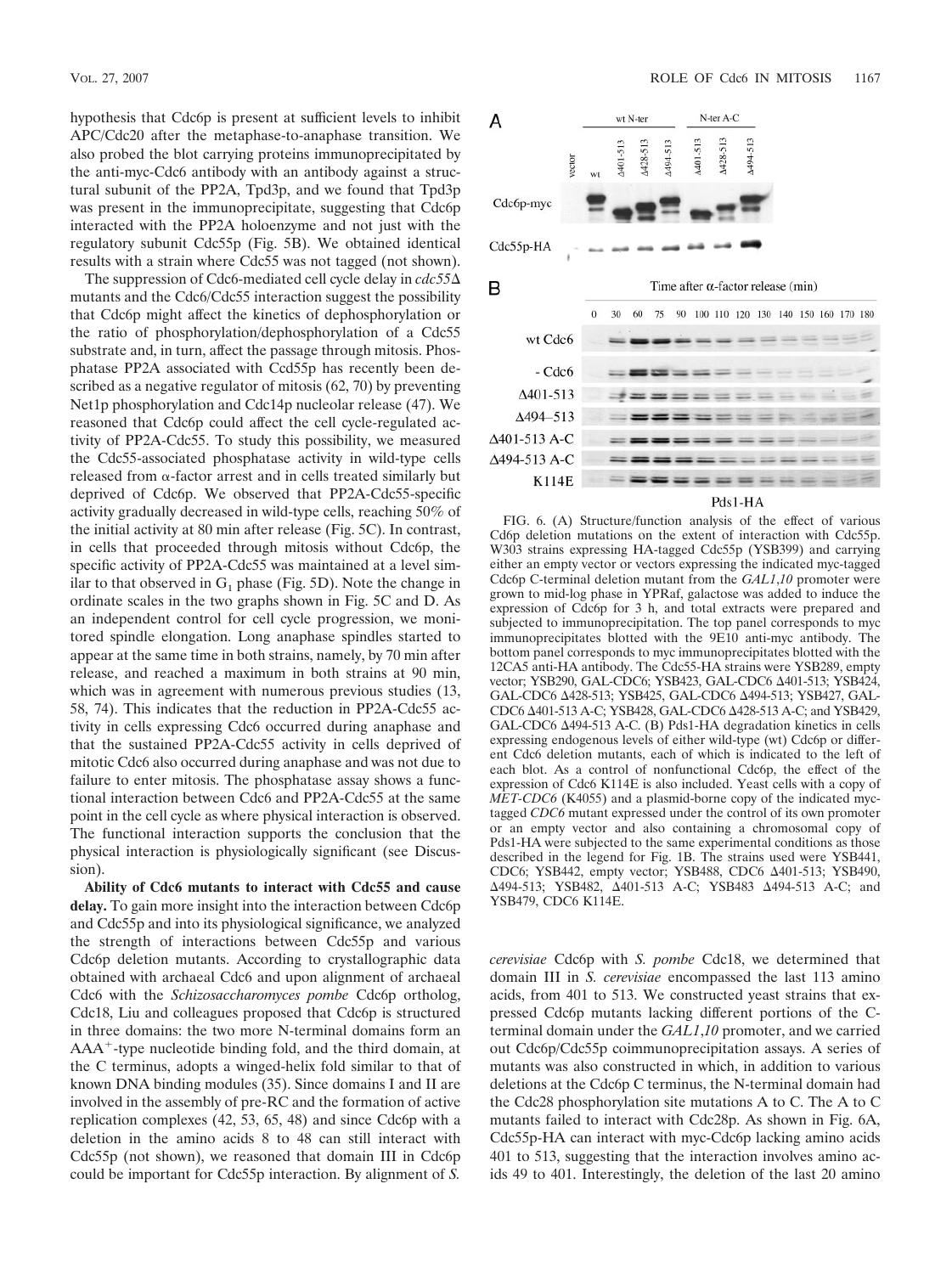hypothesis that Cdc6p is present at sufficient levels to inhibit APC/Cdc20 after the metaphase-to-anaphase transition. We also probed the blot carrying proteins immunoprecipitated by the anti-myc-Cdc6 antibody with an antibody against a structural subunit of the PP2A, Tpd3p, and we found that Tpd3p was present in the immunoprecipitate, suggesting that Cdc6p interacted with the PP2A holoenzyme and not just with the regulatory subunit Cdc55p (Fig. 5B). We obtained identical results with a strain where Cdc55 was not tagged (not shown).

The suppression of Cdc6-mediated cell cycle delay in *cdc55*Δ mutants and the Cdc6/Cdc55 interaction suggest the possibility that Cdc6p might affect the kinetics of dephosphorylation or the ratio of phosphorylation/dephosphorylation of a Cdc55 substrate and, in turn, affect the passage through mitosis. Phosphatase PP2A associated with Ccd55p has recently been described as a negative regulator of mitosis (62, 70) by preventing Net1p phosphorylation and Cdc14p nucleolar release (47). We reasoned that Cdc6p could affect the cell cycle-regulated activity of PP2A-Cdc55. To study this possibility, we measured the Cdc55-associated phosphatase activity in wild-type cells released from α-factor arrest and in cells treated similarly but deprived of Cdc6p. We observed that PP2A-Cdc55-specific activity gradually decreased in wild-type cells, reaching 50% of the initial activity at 80 min after release (Fig. 5C). In contrast, in cells that proceeded through mitosis without Cdc6p, the specific activity of PP2A-Cdc55 was maintained at a level similar to that observed in $G_1$ phase (Fig. 5D). Note the change in ordinate scales in the two graphs shown in Fig. 5C and D. As an independent control for cell cycle progression, we monitored spindle elongation. Long anaphase spindles started to appear at the same time in both strains, namely, by 70 min after release, and reached a maximum in both strains at 90 min, which was in agreement with numerous previous studies (13, 58, 74). This indicates that the reduction in PP2A-Cdc55 activity in cells expressing Cdc6 occurred during anaphase and that the sustained PP2A-Cdc55 activity in cells deprived of mitotic Cdc6 also occurred during anaphase and was not due to failure to enter mitosis. The phosphatase assay shows a functional interaction between Cdc6 and PP2A-Cdc55 at the same point in the cell cycle as where physical interaction is observed. The functional interaction supports the conclusion that the physical interaction is physiologically significant (see Discussion).

**Ability of Cdc6 mutants to interact with Cdc55 and cause delay.** To gain more insight into the interaction between Cdc6p and Cdc55p and into its physiological significance, we analyzed the strength of interactions between Cdc55p and various Cdc6p deletion mutants. According to crystallographic data obtained with archaeal Cdc6 and upon alignment of archaeal Cdc6 with the *Schizosaccharomyces pombe* Cdc6p ortholog, Cdc18, Liu and colleagues proposed that Cdc6p is structured in three domains: the two more N-terminal domains form an AAA$^+$-type nucleotide binding fold, and the third domain, at the C terminus, adopts a winged-helix fold similar to that of known DNA binding modules (35). Since domains I and II are involved in the assembly of pre-RC and the formation of active replication complexes (42, 53, 65, 48) and since Cdc6p with a deletion in the amino acids 8 to 48 can still interact with Cdc55p (not shown), we reasoned that domain III in Cdc6p could be important for Cdc55p interaction. By alignment of *S. cerevisiae* Cdc6p with *S. pombe* Cdc18, we determined that domain III in *S. cerevisiae* encompassed the last 113 amino acids, from 401 to 513. We constructed yeast strains that expressed Cdc6p mutants lacking different portions of the C-terminal domain under the *GAL1,10* promoter, and we carried out Cdc6p/Cdc55p coimmunoprecipitation assays. A series of mutants was also constructed in which, in addition to various deletions at the Cdc6p C terminus, the N-terminal domain had the Cdc28 phosphorylation site mutations A to C. The A to C mutants failed to interact with Cdc28p. As shown in Fig. 6A, Cdc55p-HA can interact with myc-Cdc6p lacking amino acids 401 to 513, suggesting that the interaction involves amino acids 49 to 401. Interestingly, the deletion of the last 20 amino

FIG. 6. (A) Structure/function analysis of the effect of various Cd6p deletion mutations on the extent of interaction with Cdc55p. W303 strains expressing HA-tagged Cdc55p (YSB399) and carrying either an empty vector or vectors expressing the indicated myc-tagged Cdc6p C-terminal deletion mutant from the *GAL1,10* promoter were grown to mid-log phase in YPRaf, galactose was added to induce the expression of Cdc6p for 3 h, and total extracts were prepared and subjected to immunoprecipitation. The top panel corresponds to myc immunoprecipitates blotted with the 9E10 anti-myc antibody. The bottom panel corresponds to myc immunoprecipitates blotted with the 12CA5 anti-HA antibody. The Cdc55-HA strains were YSB289, empty vector; YSB290, GAL-CDC6; YSB423, GAL-CDC6 Δ401-513; YSB424, GAL-CDC6 Δ428-513; YSB425, GAL-CDC6 Δ494-513; YSB427, GAL-CDC6 Δ401-513 A-C; YSB428, GAL-CDC6 Δ428-513 A-C; and YSB429, GAL-CDC6 Δ494-513 A-C. (B) Pds1-HA degradation kinetics in cells expressing endogenous levels of either wild-type (wt) Cdc6p or different Cdc6 deletion mutants, each of which is indicated to the left of each blot. As a control of nonfunctional Cdc6p, the effect of the expression of Cdc6 K114E is also included. Yeast cells with a copy of *MET-CDC6* (K4055) and a plasmid-borne copy of the indicated myc-tagged *CDC6* mutant expressed under the control of its own promoter or an empty vector and also containing a chromosomal copy of Pds1-HA were subjected to the same experimental conditions as those described in the legend for Fig. 1B. The strains used were YSB441, CDC6; YSB442, empty vector; YSB488, CDC6 Δ401-513; YSB490, Δ494-513; YSB482, Δ401-513 A-C; YSB483 Δ494-513 A-C; and YSB479, CDC6 K114E.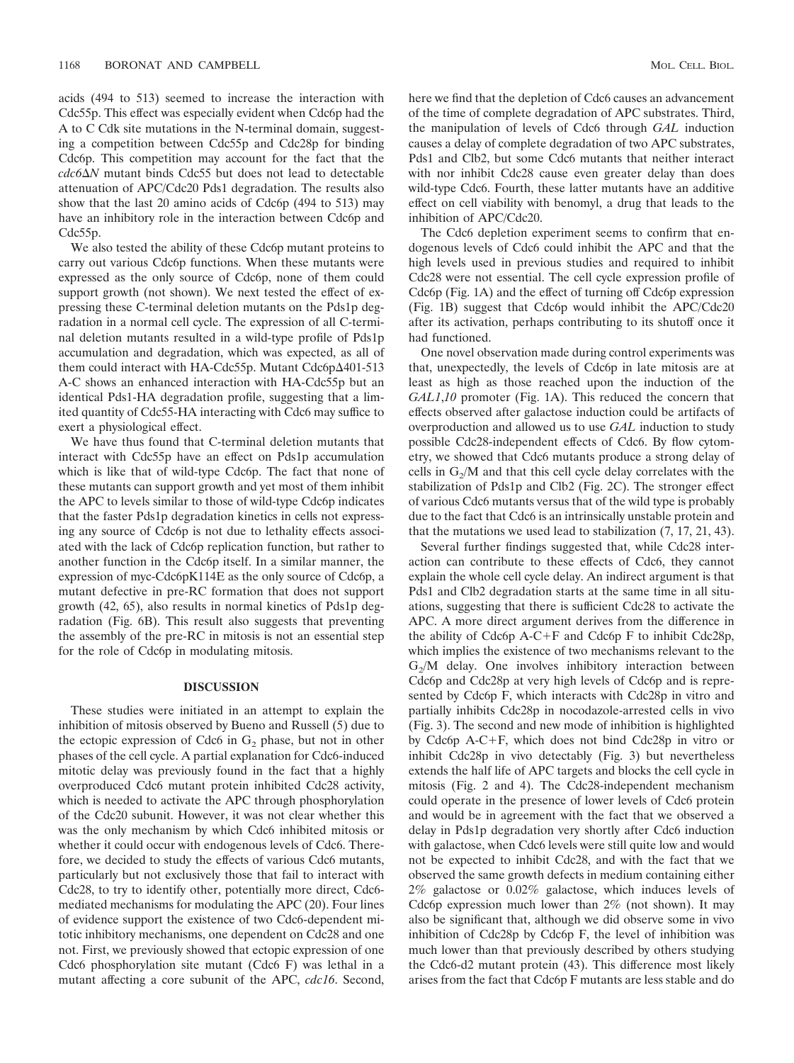acids (494 to 513) seemed to increase the interaction with Cdc55p. This effect was especially evident when Cdc6p had the A to C Cdk site mutations in the N-terminal domain, suggesting a competition between Cdc55p and Cdc28p for binding Cdc6p. This competition may account for the fact that the *cdc6ΔN* mutant binds Cdc55 but does not lead to detectable attenuation of APC/Cdc20 Pds1 degradation. The results also show that the last 20 amino acids of Cdc6p (494 to 513) may have an inhibitory role in the interaction between Cdc6p and Cdc55p.

We also tested the ability of these Cdc6p mutant proteins to carry out various Cdc6p functions. When these mutants were expressed as the only source of Cdc6p, none of them could support growth (not shown). We next tested the effect of expressing these C-terminal deletion mutants on the Pds1p degradation in a normal cell cycle. The expression of all C-terminal deletion mutants resulted in a wild-type profile of Pds1p accumulation and degradation, which was expected, as all of them could interact with HA-Cdc55p. Mutant Cdc6pΔ401-513 A-C shows an enhanced interaction with HA-Cdc55p but an identical Pds1-HA degradation profile, suggesting that a limited quantity of Cdc55-HA interacting with Cdc6 may suffice to exert a physiological effect.

We have thus found that C-terminal deletion mutants that interact with Cdc55p have an effect on Pds1p accumulation which is like that of wild-type Cdc6p. The fact that none of these mutants can support growth and yet most of them inhibit the APC to levels similar to those of wild-type Cdc6p indicates that the faster Pds1p degradation kinetics in cells not expressing any source of Cdc6p is not due to lethality effects associated with the lack of Cdc6p replication function, but rather to another function in the Cdc6p itself. In a similar manner, the expression of myc-Cdc6pK114E as the only source of Cdc6p, a mutant defective in pre-RC formation that does not support growth (42, 65), also results in normal kinetics of Pds1p degradation (Fig. 6B). This result also suggests that preventing the assembly of the pre-RC in mitosis is not an essential step for the role of Cdc6p in modulating mitosis.

## DISCUSSION

These studies were initiated in an attempt to explain the inhibition of mitosis observed by Bueno and Russell (5) due to the ectopic expression of Cdc6 in $G_2$ phase, but not in other phases of the cell cycle. A partial explanation for Cdc6-induced mitotic delay was previously found in the fact that a highly overproduced Cdc6 mutant protein inhibited Cdc28 activity, which is needed to activate the APC through phosphorylation of the Cdc20 subunit. However, it was not clear whether this was the only mechanism by which Cdc6 inhibited mitosis or whether it could occur with endogenous levels of Cdc6. Therefore, we decided to study the effects of various Cdc6 mutants, particularly but not exclusively those that fail to interact with Cdc28, to try to identify other, potentially more direct, Cdc6-mediated mechanisms for modulating the APC (20). Four lines of evidence support the existence of two Cdc6-dependent mitotic inhibitory mechanisms, one dependent on Cdc28 and one not. First, we previously showed that ectopic expression of one Cdc6 phosphorylation site mutant (Cdc6 F) was lethal in a mutant affecting a core subunit of the APC, *cdc16*. Second, here we find that the depletion of Cdc6 causes an advancement of the time of complete degradation of APC substrates. Third, the manipulation of levels of Cdc6 through *GAL* induction causes a delay of complete degradation of two APC substrates, Pds1 and Clb2, but some Cdc6 mutants that neither interact with nor inhibit Cdc28 cause even greater delay than does wild-type Cdc6. Fourth, these latter mutants have an additive effect on cell viability with benomyl, a drug that leads to the inhibition of APC/Cdc20.

The Cdc6 depletion experiment seems to confirm that endogenous levels of Cdc6 could inhibit the APC and that the high levels used in previous studies and required to inhibit Cdc28 were not essential. The cell cycle expression profile of Cdc6p (Fig. 1A) and the effect of turning off Cdc6p expression (Fig. 1B) suggest that Cdc6p would inhibit the APC/Cdc20 after its activation, perhaps contributing to its shutoff once it had functioned.

One novel observation made during control experiments was that, unexpectedly, the levels of Cdc6p in late mitosis are at least as high as those reached upon the induction of the *GAL1,10* promoter (Fig. 1A). This reduced the concern that effects observed after galactose induction could be artifacts of overproduction and allowed us to use *GAL* induction to study possible Cdc28-independent effects of Cdc6. By flow cytometry, we showed that Cdc6 mutants produce a strong delay of cells in $G_2$/M and that this cell cycle delay correlates with the stabilization of Pds1p and Clb2 (Fig. 2C). The stronger effect of various Cdc6 mutants versus that of the wild type is probably due to the fact that Cdc6 is an intrinsically unstable protein and that the mutations we used lead to stabilization (7, 17, 21, 43).

Several further findings suggested that, while Cdc28 interaction can contribute to these effects of Cdc6, they cannot explain the whole cell cycle delay. An indirect argument is that Pds1 and Clb2 degradation starts at the same time in all situations, suggesting that there is sufficient Cdc28 to activate the APC. A more direct argument derives from the difference in the ability of Cdc6p A-C+F and Cdc6p F to inhibit Cdc28p, which implies the existence of two mechanisms relevant to the $G_2$/M delay. One involves inhibitory interaction between Cdc6p and Cdc28p at very high levels of Cdc6p and is represented by Cdc6p F, which interacts with Cdc28p in vitro and partially inhibits Cdc28p in nocodazole-arrested cells in vivo (Fig. 3). The second and new mode of inhibition is highlighted by Cdc6p A-C+F, which does not bind Cdc28p in vitro or inhibit Cdc28p in vivo detectably (Fig. 3) but nevertheless extends the half life of APC targets and blocks the cell cycle in mitosis (Fig. 2 and 4). The Cdc28-independent mechanism could operate in the presence of lower levels of Cdc6 protein and would be in agreement with the fact that we observed a delay in Pds1p degradation very shortly after Cdc6 induction with galactose, when Cdc6 levels were still quite low and would not be expected to inhibit Cdc28, and with the fact that we observed the same growth defects in medium containing either 2% galactose or 0.02% galactose, which induces levels of Cdc6p expression much lower than 2% (not shown). It may also be significant that, although we did observe some in vivo inhibition of Cdc28p by Cdc6p F, the level of inhibition was much lower than that previously described by others studying the Cdc6-d2 mutant protein (43). This difference most likely arises from the fact that Cdc6p F mutants are less stable and do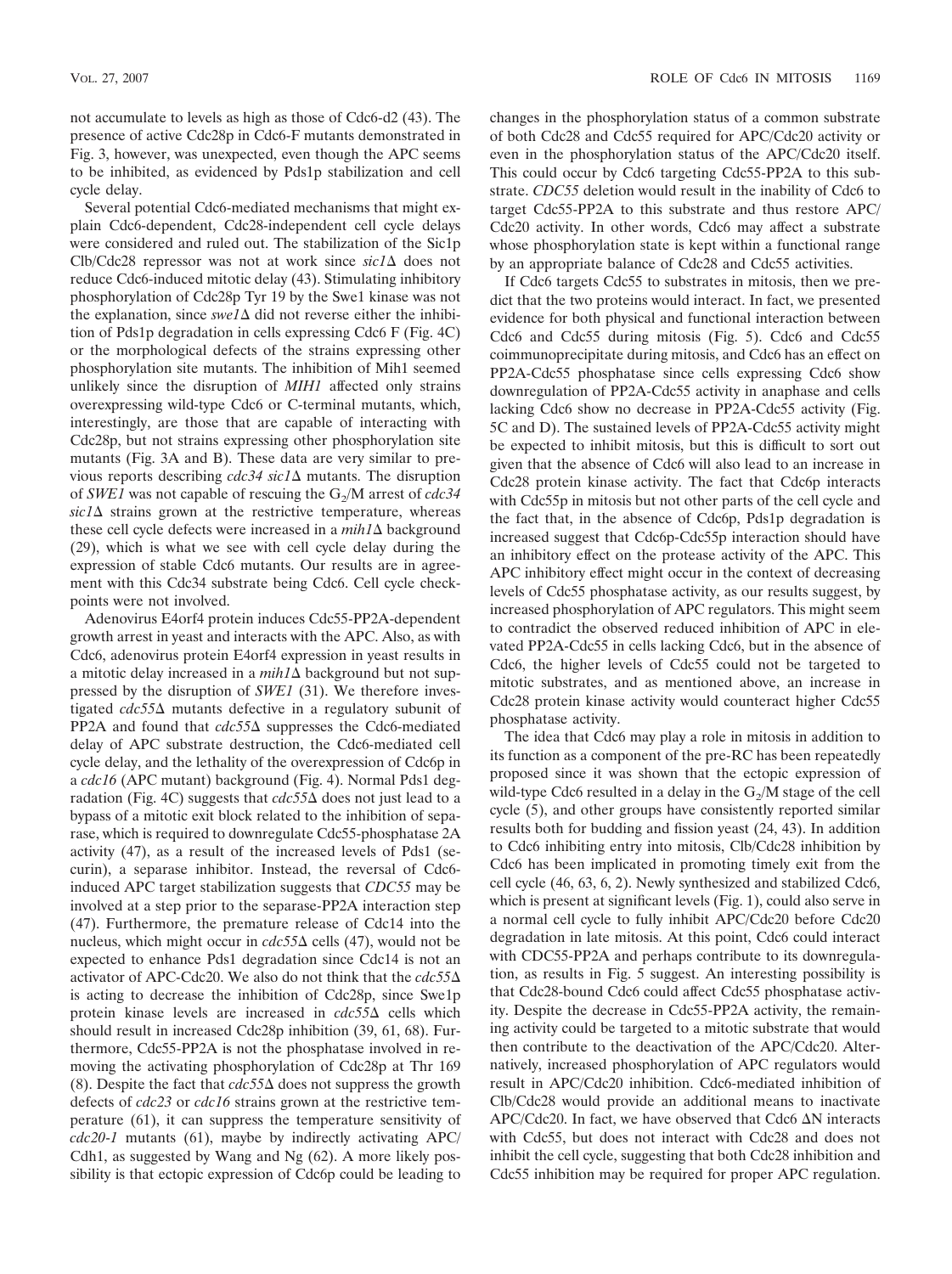not accumulate to levels as high as those of Cdc6-d2 (43). The presence of active Cdc28p in Cdc6-F mutants demonstrated in Fig. 3, however, was unexpected, even though the APC seems to be inhibited, as evidenced by Pds1p stabilization and cell cycle delay.

Several potential Cdc6-mediated mechanisms that might explain Cdc6-dependent, Cdc28-independent cell cycle delays were considered and ruled out. The stabilization of the Sic1p Clb/Cdc28 repressor was not at work since *sic1*Δ does not reduce Cdc6-induced mitotic delay (43). Stimulating inhibitory phosphorylation of Cdc28p Tyr 19 by the Swe1 kinase was not the explanation, since *swe1*Δ did not reverse either the inhibition of Pds1p degradation in cells expressing Cdc6 F (Fig. 4C) or the morphological defects of the strains expressing other phosphorylation site mutants. The inhibition of Mih1 seemed unlikely since the disruption of *MIH1* affected only strains overexpressing wild-type Cdc6 or C-terminal mutants, which, interestingly, are those that are capable of interacting with Cdc28p, but not strains expressing other phosphorylation site mutants (Fig. 3A and B). These data are very similar to previous reports describing *cdc34 sic1*Δ mutants. The disruption of *SWE1* was not capable of rescuing the $G_2$/M arrest of *cdc34 sic1*Δ strains grown at the restrictive temperature, whereas these cell cycle defects were increased in a *mih1*Δ background (29), which is what we see with cell cycle delay during the expression of stable Cdc6 mutants. Our results are in agreement with this Cdc34 substrate being Cdc6. Cell cycle checkpoints were not involved.

Adenovirus E4orf4 protein induces Cdc55-PP2A-dependent growth arrest in yeast and interacts with the APC. Also, as with Cdc6, adenovirus protein E4orf4 expression in yeast results in a mitotic delay increased in a *mih1*Δ background but not suppressed by the disruption of *SWE1* (31). We therefore investigated *cdc55*Δ mutants defective in a regulatory subunit of PP2A and found that *cdc55*Δ suppresses the Cdc6-mediated delay of APC substrate destruction, the Cdc6-mediated cell cycle delay, and the lethality of the overexpression of Cdc6p in a *cdc16* (APC mutant) background (Fig. 4). Normal Pds1 degradation (Fig. 4C) suggests that *cdc55*Δ does not just lead to a bypass of a mitotic exit block related to the inhibition of separase, which is required to downregulate Cdc55-phosphatase 2A activity (47), as a result of the increased levels of Pds1 (securin), a separase inhibitor. Instead, the reversal of Cdc6-induced APC target stabilization suggests that *CDC55* may be involved at a step prior to the separase-PP2A interaction step (47). Furthermore, the premature release of Cdc14 into the nucleus, which might occur in *cdc55*Δ cells (47), would not be expected to enhance Pds1 degradation since Cdc14 is not an activator of APC-Cdc20. We also do not think that the *cdc55*Δ is acting to decrease the inhibition of Cdc28p, since Swe1p protein kinase levels are increased in *cdc55*Δ cells which should result in increased Cdc28p inhibition (39, 61, 68). Furthermore, Cdc55-PP2A is not the phosphatase involved in removing the activating phosphorylation of Cdc28p at Thr 169 (8). Despite the fact that *cdc55*Δ does not suppress the growth defects of *cdc23* or *cdc16* strains grown at the restrictive temperature (61), it can suppress the temperature sensitivity of *cdc20-1* mutants (61), maybe by indirectly activating APC/Cdh1, as suggested by Wang and Ng (62). A more likely possibility is that ectopic expression of Cdc6p could be leading to changes in the phosphorylation status of a common substrate of both Cdc28 and Cdc55 required for APC/Cdc20 activity or even in the phosphorylation status of the APC/Cdc20 itself. This could occur by Cdc6 targeting Cdc55-PP2A to this substrate. *CDC55* deletion would result in the inability of Cdc6 to target Cdc55-PP2A to this substrate and thus restore APC/Cdc20 activity. In other words, Cdc6 may affect a substrate whose phosphorylation state is kept within a functional range by an appropriate balance of Cdc28 and Cdc55 activities.

If Cdc6 targets Cdc55 to substrates in mitosis, then we predict that the two proteins would interact. In fact, we presented evidence for both physical and functional interaction between Cdc6 and Cdc55 during mitosis (Fig. 5). Cdc6 and Cdc55 coimmunoprecipitate during mitosis, and Cdc6 has an effect on PP2A-Cdc55 phosphatase since cells expressing Cdc6 show downregulation of PP2A-Cdc55 activity in anaphase and cells lacking Cdc6 show no decrease in PP2A-Cdc55 activity (Fig. 5C and D). The sustained levels of PP2A-Cdc55 activity might be expected to inhibit mitosis, but this is difficult to sort out given that the absence of Cdc6 will also lead to an increase in Cdc28 protein kinase activity. The fact that Cdc6p interacts with Cdc55p in mitosis but not other parts of the cell cycle and the fact that, in the absence of Cdc6p, Pds1p degradation is increased suggest that Cdc6p-Cdc55p interaction should have an inhibitory effect on the protease activity of the APC. This APC inhibitory effect might occur in the context of decreasing levels of Cdc55 phosphatase activity, as our results suggest, by increased phosphorylation of APC regulators. This might seem to contradict the observed reduced inhibition of APC in elevated PP2A-Cdc55 in cells lacking Cdc6, but in the absence of Cdc6, the higher levels of Cdc55 could not be targeted to mitotic substrates, and as mentioned above, an increase in Cdc28 protein kinase activity would counteract higher Cdc55 phosphatase activity.

The idea that Cdc6 may play a role in mitosis in addition to its function as a component of the pre-RC has been repeatedly proposed since it was shown that the ectopic expression of wild-type Cdc6 resulted in a delay in the $G_2$/M stage of the cell cycle (5), and other groups have consistently reported similar results both for budding and fission yeast (24, 43). In addition to Cdc6 inhibiting entry into mitosis, Clb/Cdc28 inhibition by Cdc6 has been implicated in promoting timely exit from the cell cycle (46, 63, 6, 2). Newly synthesized and stabilized Cdc6, which is present at significant levels (Fig. 1), could also serve in a normal cell cycle to fully inhibit APC/Cdc20 before Cdc20 degradation in late mitosis. At this point, Cdc6 could interact with CDC55-PP2A and perhaps contribute to its downregulation, as results in Fig. 5 suggest. An interesting possibility is that Cdc28-bound Cdc6 could affect Cdc55 phosphatase activity. Despite the decrease in Cdc55-PP2A activity, the remaining activity could be targeted to a mitotic substrate that would then contribute to the deactivation of the APC/Cdc20. Alternatively, increased phosphorylation of APC regulators would result in APC/Cdc20 inhibition. Cdc6-mediated inhibition of Clb/Cdc28 would provide an additional means to inactivate APC/Cdc20. In fact, we have observed that Cdc6 ΔN interacts with Cdc55, but does not interact with Cdc28 and does not inhibit the cell cycle, suggesting that both Cdc28 inhibition and Cdc55 inhibition may be required for proper APC regulation.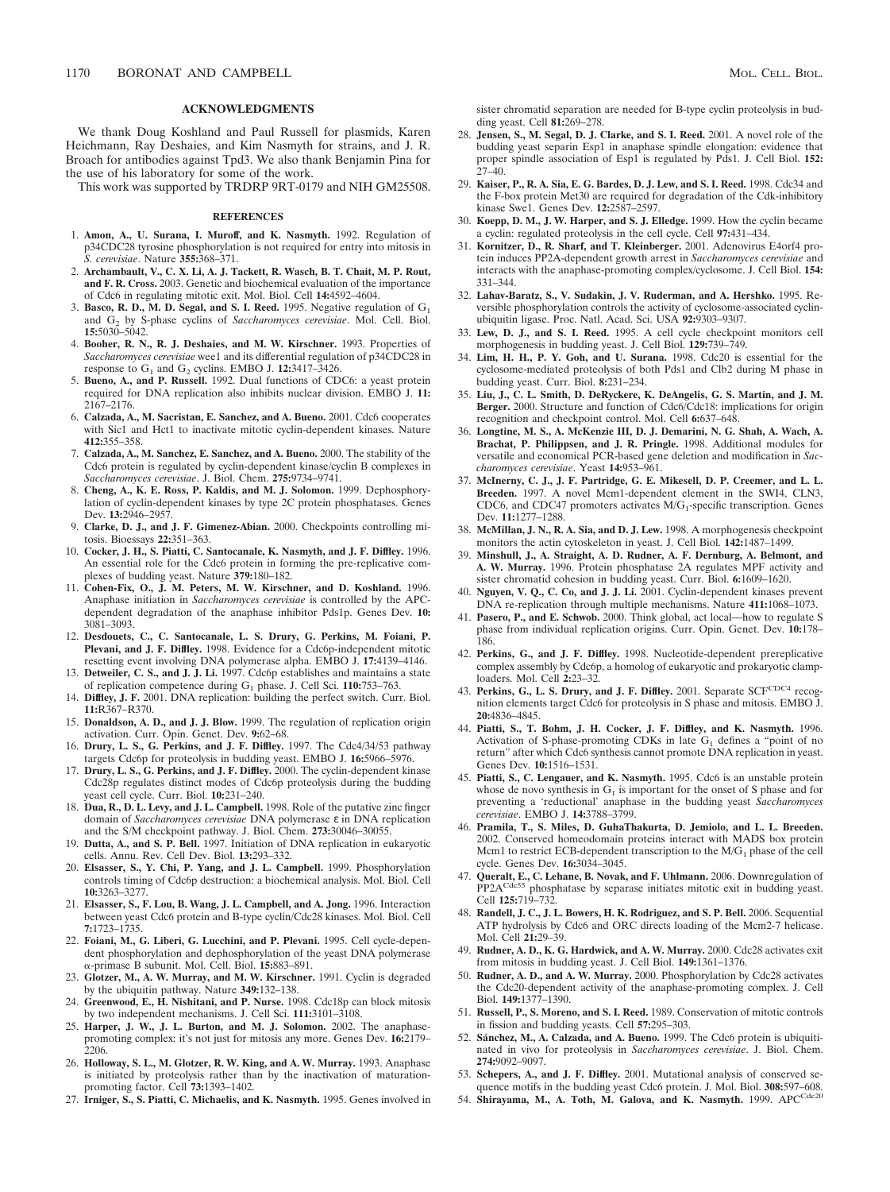## ACKNOWLEDGMENTS

We thank Doug Koshland and Paul Russell for plasmids, Karen Heichmann, Ray Deshaies, and Kim Nasmyth for strains, and J. R. Broach for antibodies against Tpd3. We also thank Benjamin Pina for the use of his laboratory for some of the work.

This work was supported by TRDRP 9RT-0179 and NIH GM25508.

## REFERENCES

1. **Amon, A., U. Surana, I. Muroff, and K. Nasmyth.** 1992. Regulation of p34CDC28 tyrosine phosphorylation is not required for entry into mitosis in *S. cerevisiae*. Nature **355:**368–371.
2. **Archambault, V., C. X. Li, A. J. Tackett, R. Wasch, B. T. Chait, M. P. Rout, and F. R. Cross.** 2003. Genetic and biochemical evaluation of the importance of Cdc6 in regulating mitotic exit. Mol. Biol. Cell **14:**4592–4604.
3. **Basco, R. D., M. D. Segal, and S. I. Reed.** 1995. Negative regulation of $G_1$ and $G_2$ by S-phase cyclins of *Saccharomyces cerevisiae*. Mol. Cell. Biol. **15:**5030–5042.
4. **Booher, R. N., R. J. Deshaies, and M. W. Kirschner.** 1993. Properties of *Saccharomyces cerevisiae* wee1 and its differential regulation of p34CDC28 in response to $G_1$ and $G_2$ cyclins. EMBO J. **12:**3417–3426.
5. **Bueno, A., and P. Russell.** 1992. Dual functions of CDC6: a yeast protein required for DNA replication also inhibits nuclear division. EMBO J. **11:** 2167–2176.
6. **Calzada, A., M. Sacristan, E. Sanchez, and A. Bueno.** 2001. Cdc6 cooperates with Sic1 and Hct1 to inactivate mitotic cyclin-dependent kinases. Nature **412:**355–358.
7. **Calzada, A., M. Sanchez, E. Sanchez, and A. Bueno.** 2000. The stability of the Cdc6 protein is regulated by cyclin-dependent kinase/cyclin B complexes in *Saccharomyces cerevisiae*. J. Biol. Chem. **275:**9734–9741.
8. **Cheng, A., K. E. Ross, P. Kaldis, and M. J. Solomon.** 1999. Dephosphorylation of cyclin-dependent kinases by type 2C protein phosphatases. Genes Dev. **13:**2946–2957.
9. **Clarke, D. J., and J. F. Gimenez-Abian.** 2000. Checkpoints controlling mitosis. Bioessays **22:**351–363.
10. **Cocker, J. H., S. Piatti, C. Santocanale, K. Nasmyth, and J. F. Diffley.** 1996. An essential role for the Cdc6 protein in forming the pre-replicative complexes of budding yeast. Nature **379:**180–182.
11. **Cohen-Fix, O., J. M. Peters, M. W. Kirschner, and D. Koshland.** 1996. Anaphase initiation in *Saccharomyces cerevisiae* is controlled by the APC-dependent degradation of the anaphase inhibitor Pds1p. Genes Dev. **10:** 3081–3093.
12. **Desdouets, C., C. Santocanale, L. S. Drury, G. Perkins, M. Foiani, P. Plevani, and J. F. Diffley.** 1998. Evidence for a Cdc6p-independent mitotic resetting event involving DNA polymerase alpha. EMBO J. **17:**4139–4146.
13. **Detweiler, C. S., and J. J. Li.** 1997. Cdc6p establishes and maintains a state of replication competence during $G_1$ phase. J. Cell Sci. **110:**753–763.
14. **Diffley, J. F.** 2001. DNA replication: building the perfect switch. Curr. Biol. **11:**R367–R370.
15. **Donaldson, A. D., and J. J. Blow.** 1999. The regulation of replication origin activation. Curr. Opin. Genet. Dev. **9:**62–68.
16. **Drury, L. S., G. Perkins, and J. F. Diffley.** 1997. The Cdc4/34/53 pathway targets Cdc6p for proteolysis in budding yeast. EMBO J. **16:**5966–5976.
17. **Drury, L. S., G. Perkins, and J. F. Diffley.** 2000. The cyclin-dependent kinase Cdc28p regulates distinct modes of Cdc6p proteolysis during the budding yeast cell cycle. Curr. Biol. **10:**231–240.
18. **Dua, R., D. L. Levy, and J. L. Campbell.** 1998. Role of the putative zinc finger domain of *Saccharomyces cerevisiae* DNA polymerase ε in DNA replication and the S/M checkpoint pathway. J. Biol. Chem. **273:**30046–30055.
19. **Dutta, A., and S. P. Bell.** 1997. Initiation of DNA replication in eukaryotic cells. Annu. Rev. Cell Dev. Biol. **13:**293–332.
20. **Elsasser, S., Y. Chi, P. Yang, and J. L. Campbell.** 1999. Phosphorylation controls timing of Cdc6p destruction: a biochemical analysis. Mol. Biol. Cell **10:**3263–3277.
21. **Elsasser, S., F. Lou, B. Wang, J. L. Campbell, and A. Jong.** 1996. Interaction between yeast Cdc6 protein and B-type cyclin/Cdc28 kinases. Mol. Biol. Cell **7:**1723–1735.
22. **Foiani, M., G. Liberi, G. Lucchini, and P. Plevani.** 1995. Cell cycle-dependent phosphorylation and dephosphorylation of the yeast DNA polymerase α-primase B subunit. Mol. Cell. Biol. **15:**883–891.
23. **Glotzer, M., A. W. Murray, and M. W. Kirschner.** 1991. Cyclin is degraded by the ubiquitin pathway. Nature **349:**132–138.
24. **Greenwood, E., H. Nishitani, and P. Nurse.** 1998. Cdc18p can block mitosis by two independent mechanisms. J. Cell Sci. **111:**3101–3108.
25. **Harper, J. W., J. L. Burton, and M. J. Solomon.** 2002. The anaphase-promoting complex: it's not just for mitosis any more. Genes Dev. **16:**2179–2206.
26. **Holloway, S. L., M. Glotzer, R. W. King, and A. W. Murray.** 1993. Anaphase is initiated by proteolysis rather than by the inactivation of maturation-promoting factor. Cell **73:**1393–1402.
27. **Irniger, S., S. Piatti, C. Michaelis, and K. Nasmyth.** 1995. Genes involved in sister chromatid separation are needed for B-type cyclin proteolysis in budding yeast. Cell **81:**269–278.
28. **Jensen, S., M. Segal, D. J. Clarke, and S. I. Reed.** 2001. A novel role of the budding yeast separin Esp1 in anaphase spindle elongation: evidence that proper spindle association of Esp1 is regulated by Pds1. J. Cell Biol. **152:** 27–40.
29. **Kaiser, P., R. A. Sia, E. G. Bardes, D. J. Lew, and S. I. Reed.** 1998. Cdc34 and the F-box protein Met30 are required for degradation of the Cdk-inhibitory kinase Swe1. Genes Dev. **12:**2587–2597.
30. **Koepp, D. M., J. W. Harper, and S. J. Elledge.** 1999. How the cyclin became a cyclin: regulated proteolysis in the cell cycle. Cell **97:**431–434.
31. **Kornitzer, D., R. Sharf, and T. Kleinberger.** 2001. Adenovirus E4orf4 protein induces PP2A-dependent growth arrest in *Saccharomyces cerevisiae* and interacts with the anaphase-promoting complex/cyclosome. J. Cell Biol. **154:** 331–344.
32. **Lahav-Baratz, S., V. Sudakin, J. V. Ruderman, and A. Hershko.** 1995. Reversible phosphorylation controls the activity of cyclosome-associated cyclin-ubiquitin ligase. Proc. Natl. Acad. Sci. USA **92:**9303–9307.
33. **Lew, D. J., and S. I. Reed.** 1995. A cell cycle checkpoint monitors cell morphogenesis in budding yeast. J. Cell Biol. **129:**739–749.
34. **Lim, H. H., P. Y. Goh, and U. Surana.** 1998. Cdc20 is essential for the cyclosome-mediated proteolysis of both Pds1 and Clb2 during M phase in budding yeast. Curr. Biol. **8:**231–234.
35. **Liu, J., C. L. Smith, D. DeRyckere, K. DeAngelis, G. S. Martin, and J. M. Berger.** 2000. Structure and function of Cdc6/Cdc18: implications for origin recognition and checkpoint control. Mol. Cell **6:**637–648.
36. **Longtine, M. S., A. McKenzie III, D. J. Demarini, N. G. Shah, A. Wach, A. Brachat, P. Philippsen, and J. R. Pringle.** 1998. Additional modules for versatile and economical PCR-based gene deletion and modification in *Saccharomyces cerevisiae*. Yeast **14:**953–961.
37. **McInerny, C. J., J. F. Partridge, G. E. Mikesell, D. P. Creemer, and L. L. Breeden.** 1997. A novel Mcm1-dependent element in the SWI4, CLN3, CDC6, and CDC47 promoters activates $M/G_1$-specific transcription. Genes Dev. **11:**1277–1288.
38. **McMillan, J. N., R. A. Sia, and D. J. Lew.** 1998. A morphogenesis checkpoint monitors the actin cytoskeleton in yeast. J. Cell Biol. **142:**1487–1499.
39. **Minshull, J., A. Straight, A. D. Rudner, A. F. Dernburg, A. Belmont, and A. W. Murray.** 1996. Protein phosphatase 2A regulates MPF activity and sister chromatid cohesion in budding yeast. Curr. Biol. **6:**1609–1620.
40. **Nguyen, V. Q., C. Co, and J. J. Li.** 2001. Cyclin-dependent kinases prevent DNA re-replication through multiple mechanisms. Nature **411:**1068–1073.
41. **Pasero, P., and E. Schwob.** 2000. Think global, act local—how to regulate S phase from individual replication origins. Curr. Opin. Genet. Dev. **10:**178–186.
42. **Perkins, G., and J. F. Diffley.** 1998. Nucleotide-dependent prereplicative complex assembly by Cdc6p, a homolog of eukaryotic and prokaryotic clamp-loaders. Mol. Cell **2:**23–32.
43. **Perkins, G., L. S. Drury, and J. F. Diffley.** 2001. Separate $SCF^{CDC4}$ recognition elements target Cdc6 for proteolysis in S phase and mitosis. EMBO J. **20:**4836–4845.
44. **Piatti, S., T. Bohm, J. H. Cocker, J. F. Diffley, and K. Nasmyth.** 1996. Activation of S-phase-promoting CDKs in late $G_1$ defines a "point of no return" after which Cdc6 synthesis cannot promote DNA replication in yeast. Genes Dev. **10:**1516–1531.
45. **Piatti, S., C. Lengauer, and K. Nasmyth.** 1995. Cdc6 is an unstable protein whose de novo synthesis in $G_1$ is important for the onset of S phase and for preventing a 'reductional' anaphase in the budding yeast *Saccharomyces cerevisiae*. EMBO J. **14:**3788–3799.
46. **Pramila, T., S. Miles, D. GuhaThakurta, D. Jemiolo, and L. L. Breeden.** 2002. Conserved homeodomain proteins interact with MADS box protein Mcm1 to restrict ECB-dependent transcription to the $M/G_1$ phase of the cell cycle. Genes Dev. **16:**3034–3045.
47. **Queralt, E., C. Lehane, B. Novak, and F. Uhlmann.** 2006. Downregulation of $PP2A^{Cdc55}$ phosphatase by separase initiates mitotic exit in budding yeast. Cell **125:**719–732.
48. **Randell, J. C., J. L. Bowers, H. K. Rodriguez, and S. P. Bell.** 2006. Sequential ATP hydrolysis by Cdc6 and ORC directs loading of the Mcm2-7 helicase. Mol. Cell **21:**29–39.
49. **Rudner, A. D., K. G. Hardwick, and A. W. Murray.** 2000. Cdc28 activates exit from mitosis in budding yeast. J. Cell Biol. **149:**1361–1376.
50. **Rudner, A. D., and A. W. Murray.** 2000. Phosphorylation by Cdc28 activates the Cdc20-dependent activity of the anaphase-promoting complex. J. Cell Biol. **149:**1377–1390.
51. **Russell, P., S. Moreno, and S. I. Reed.** 1989. Conservation of mitotic controls in fission and budding yeasts. Cell **57:**295–303.
52. **Sánchez, M., A. Calzada, and A. Bueno.** 1999. The Cdc6 protein is ubiquitinated in vivo for proteolysis in *Saccharomyces cerevisiae*. J. Biol. Chem. **274:**9092–9097.
53. **Schepers, A., and J. F. Diffley.** 2001. Mutational analysis of conserved sequence motifs in the budding yeast Cdc6 protein. J. Mol. Biol. **308:**597–608.
54. **Shirayama, M., A. Toth, M. Galova, and K. Nasmyth.** 1999. $APC^{Cdc20}$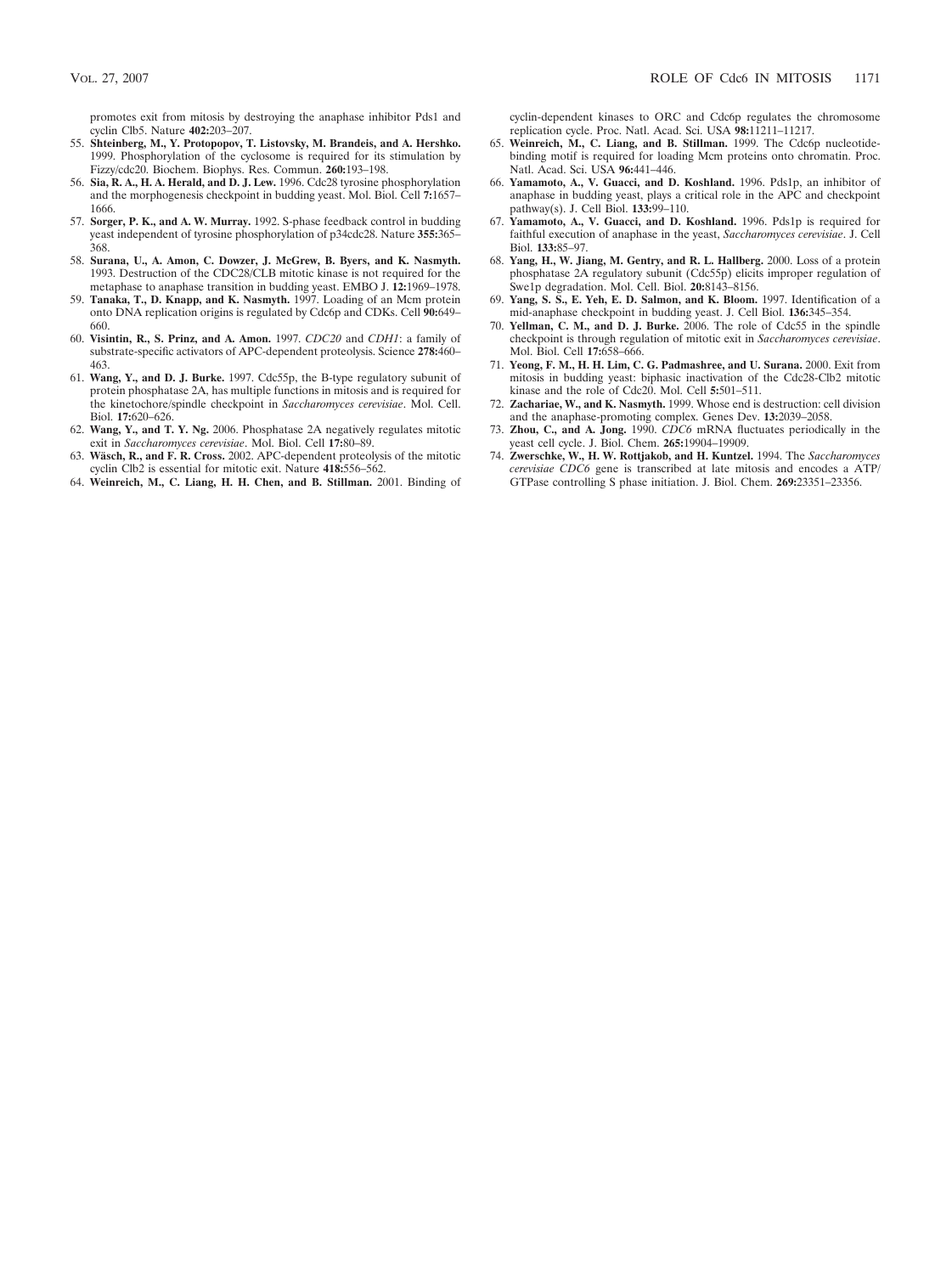promotes exit from mitosis by destroying the anaphase inhibitor Pds1 and cyclin Clb5. Nature **402:**203–207.

55. **Shteinberg, M., Y. Protopopov, T. Listovsky, M. Brandeis, and A. Hershko.** 1999. Phosphorylation of the cyclosome is required for its stimulation by Fizzy/cdc20. Biochem. Biophys. Res. Commun. **260:**193–198.
56. **Sia, R. A., H. A. Herald, and D. J. Lew.** 1996. Cdc28 tyrosine phosphorylation and the morphogenesis checkpoint in budding yeast. Mol. Biol. Cell **7:**1657–1666.
57. **Sorger, P. K., and A. W. Murray.** 1992. S-phase feedback control in budding yeast independent of tyrosine phosphorylation of p34cdc28. Nature **355:**365–368.
58. **Surana, U., A. Amon, C. Dowzer, J. McGrew, B. Byers, and K. Nasmyth.** 1993. Destruction of the CDC28/CLB mitotic kinase is not required for the metaphase to anaphase transition in budding yeast. EMBO J. **12:**1969–1978.
59. **Tanaka, T., D. Knapp, and K. Nasmyth.** 1997. Loading of an Mcm protein onto DNA replication origins is regulated by Cdc6p and CDKs. Cell **90:**649–660.
60. **Visintin, R., S. Prinz, and A. Amon.** 1997. *CDC20* and *CDH1*: a family of substrate-specific activators of APC-dependent proteolysis. Science **278:**460–463.
61. **Wang, Y., and D. J. Burke.** 1997. Cdc55p, the B-type regulatory subunit of protein phosphatase 2A, has multiple functions in mitosis and is required for the kinetochore/spindle checkpoint in *Saccharomyces cerevisiae*. Mol. Cell. Biol. **17:**620–626.
62. **Wang, Y., and T. Y. Ng.** 2006. Phosphatase 2A negatively regulates mitotic exit in *Saccharomyces cerevisiae*. Mol. Biol. Cell **17:**80–89.
63. **Wäsch, R., and F. R. Cross.** 2002. APC-dependent proteolysis of the mitotic cyclin Clb2 is essential for mitotic exit. Nature **418:**556–562.
64. **Weinreich, M., C. Liang, H. H. Chen, and B. Stillman.** 2001. Binding of cyclin-dependent kinases to ORC and Cdc6p regulates the chromosome replication cycle. Proc. Natl. Acad. Sci. USA **98:**11211–11217.
65. **Weinreich, M., C. Liang, and B. Stillman.** 1999. The Cdc6p nucleotide-binding motif is required for loading Mcm proteins onto chromatin. Proc. Natl. Acad. Sci. USA **96:**441–446.
66. **Yamamoto, A., V. Guacci, and D. Koshland.** 1996. Pds1p, an inhibitor of anaphase in budding yeast, plays a critical role in the APC and checkpoint pathway(s). J. Cell Biol. **133:**99–110.
67. **Yamamoto, A., V. Guacci, and D. Koshland.** 1996. Pds1p is required for faithful execution of anaphase in the yeast, *Saccharomyces cerevisiae*. J. Cell Biol. **133:**85–97.
68. **Yang, H., W. Jiang, M. Gentry, and R. L. Hallberg.** 2000. Loss of a protein phosphatase 2A regulatory subunit (Cdc55p) elicits improper regulation of Swe1p degradation. Mol. Cell. Biol. **20:**8143–8156.
69. **Yang, S. S., E. Yeh, E. D. Salmon, and K. Bloom.** 1997. Identification of a mid-anaphase checkpoint in budding yeast. J. Cell Biol. **136:**345–354.
70. **Yellman, C. M., and D. J. Burke.** 2006. The role of Cdc55 in the spindle checkpoint is through regulation of mitotic exit in *Saccharomyces cerevisiae*. Mol. Biol. Cell **17:**658–666.
71. **Yeong, F. M., H. H. Lim, C. G. Padmashree, and U. Surana.** 2000. Exit from mitosis in budding yeast: biphasic inactivation of the Cdc28-Clb2 mitotic kinase and the role of Cdc20. Mol. Cell **5:**501–511.
72. **Zachariae, W., and K. Nasmyth.** 1999. Whose end is destruction: cell division and the anaphase-promoting complex. Genes Dev. **13:**2039–2058.
73. **Zhou, C., and A. Jong.** 1990. *CDC6* mRNA fluctuates periodically in the yeast cell cycle. J. Biol. Chem. **265:**19904–19909.
74. **Zwerschke, W., H. W. Rottjakob, and H. Kuntzel.** 1994. The *Saccharomyces cerevisiae CDC6* gene is transcribed at late mitosis and encodes a ATP/GTPase controlling S phase initiation. J. Biol. Chem. **269:**23351–23356.